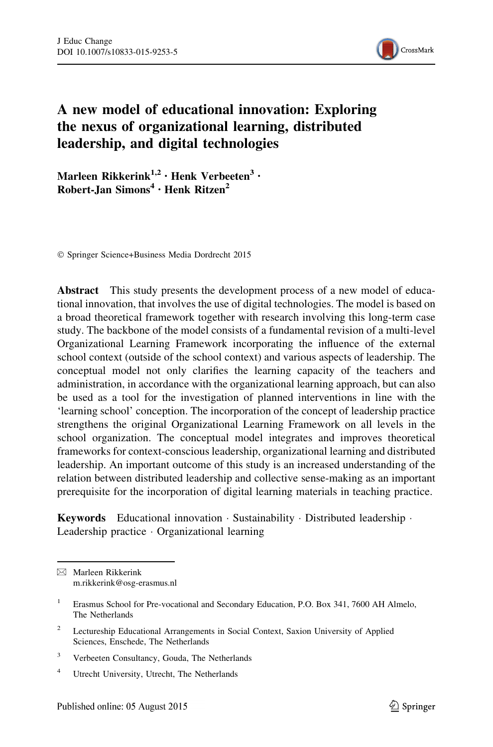# A new model of educational innovation: Exploring the nexus of organizational learning, distributed leadership, and digital technologies

**Marleen Rikkerink[1,2] · Henk Verbeeten[3] · Robert-Jan Simons[4] · Henk Ritzen[2]**

© Springer Science+Business Media Dordrecht 2015

**Abstract** This study presents the development process of a new model of educational innovation, that involves the use of digital technologies. The model is based on a broad theoretical framework together with research involving this long-term case study. The backbone of the model consists of a fundamental revision of a multi-level Organizational Learning Framework incorporating the influence of the external school context (outside of the school context) and various aspects of leadership. The conceptual model not only clarifies the learning capacity of the teachers and administration, in accordance with the organizational learning approach, but can also be used as a tool for the investigation of planned interventions in line with the 'learning school' conception. The incorporation of the concept of leadership practice strengthens the original Organizational Learning Framework on all levels in the school organization. The conceptual model integrates and improves theoretical frameworks for context-conscious leadership, organizational learning and distributed leadership. An important outcome of this study is an increased understanding of the relation between distributed leadership and collective sense-making as an important prerequisite for the incorporation of digital learning materials in teaching practice.

**Keywords** Educational innovation · Sustainability · Distributed leadership · Leadership practice · Organizational learning

---

✉ Marleen Rikkerink
m.rikkerink@osg-erasmus.nl

[1] Erasmus School for Pre-vocational and Secondary Education, P.O. Box 341, 7600 AH Almelo, The Netherlands

[2] Lectureship Educational Arrangements in Social Context, Saxion University of Applied Sciences, Enschede, The Netherlands

[3] Verbeeten Consultancy, Gouda, The Netherlands

[4] Utrecht University, Utrecht, The Netherlands

Published online: 05 August 2015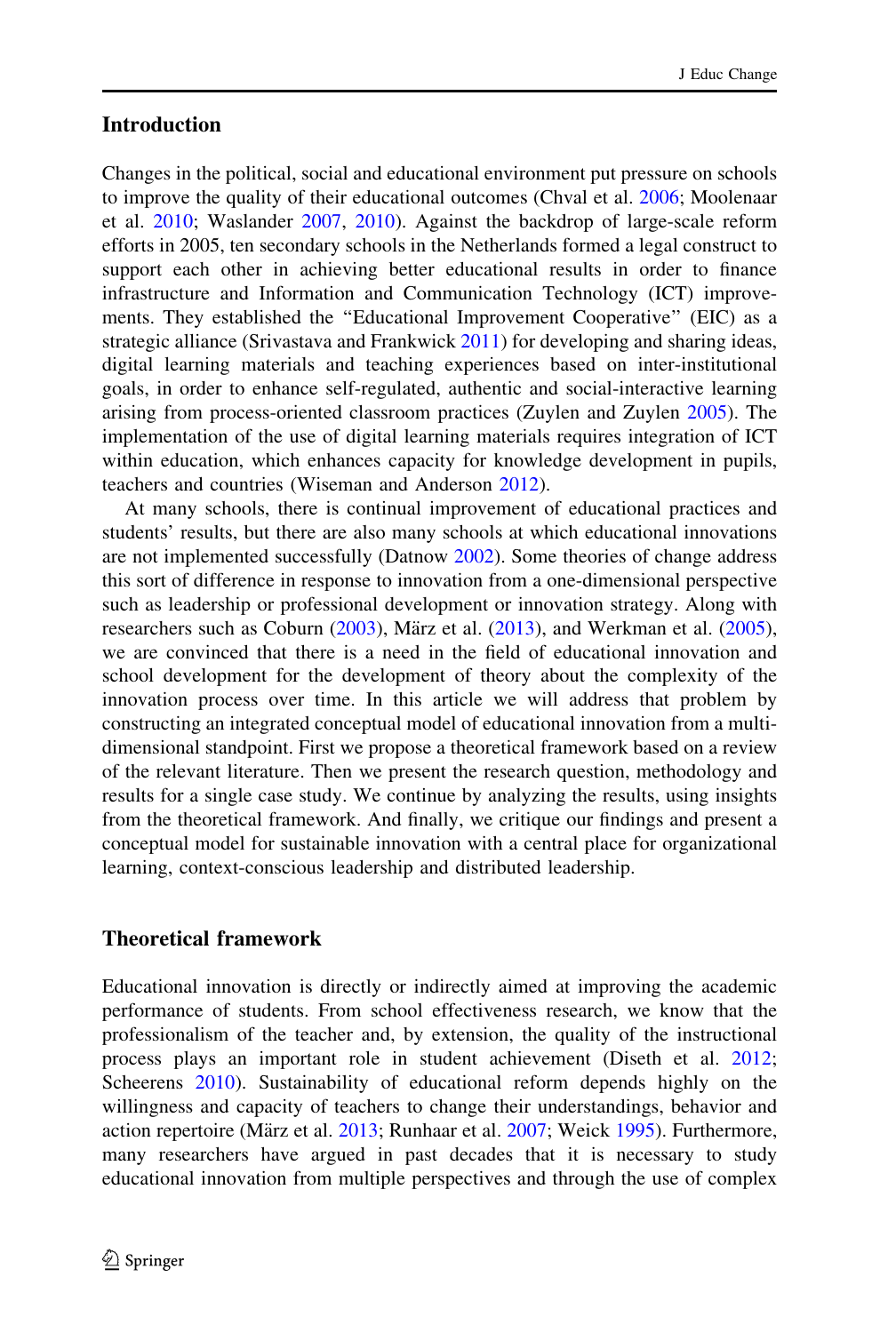## Introduction

Changes in the political, social and educational environment put pressure on schools to improve the quality of their educational outcomes (Chval et al. 2006; Moolenaar et al. 2010; Waslander 2007, 2010). Against the backdrop of large-scale reform efforts in 2005, ten secondary schools in the Netherlands formed a legal construct to support each other in achieving better educational results in order to finance infrastructure and Information and Communication Technology (ICT) improvements. They established the "Educational Improvement Cooperative" (EIC) as a strategic alliance (Srivastava and Frankwick 2011) for developing and sharing ideas, digital learning materials and teaching experiences based on inter-institutional goals, in order to enhance self-regulated, authentic and social-interactive learning arising from process-oriented classroom practices (Zuylen and Zuylen 2005). The implementation of the use of digital learning materials requires integration of ICT within education, which enhances capacity for knowledge development in pupils, teachers and countries (Wiseman and Anderson 2012).

At many schools, there is continual improvement of educational practices and students' results, but there are also many schools at which educational innovations are not implemented successfully (Datnow 2002). Some theories of change address this sort of difference in response to innovation from a one-dimensional perspective such as leadership or professional development or innovation strategy. Along with researchers such as Coburn (2003), März et al. (2013), and Werkman et al. (2005), we are convinced that there is a need in the field of educational innovation and school development for the development of theory about the complexity of the innovation process over time. In this article we will address that problem by constructing an integrated conceptual model of educational innovation from a multi-dimensional standpoint. First we propose a theoretical framework based on a review of the relevant literature. Then we present the research question, methodology and results for a single case study. We continue by analyzing the results, using insights from the theoretical framework. And finally, we critique our findings and present a conceptual model for sustainable innovation with a central place for organizational learning, context-conscious leadership and distributed leadership.

## Theoretical framework

Educational innovation is directly or indirectly aimed at improving the academic performance of students. From school effectiveness research, we know that the professionalism of the teacher and, by extension, the quality of the instructional process plays an important role in student achievement (Diseth et al. 2012; Scheerens 2010). Sustainability of educational reform depends highly on the willingness and capacity of teachers to change their understandings, behavior and action repertoire (März et al. 2013; Runhaar et al. 2007; Weick 1995). Furthermore, many researchers have argued in past decades that it is necessary to study educational innovation from multiple perspectives and through the use of complex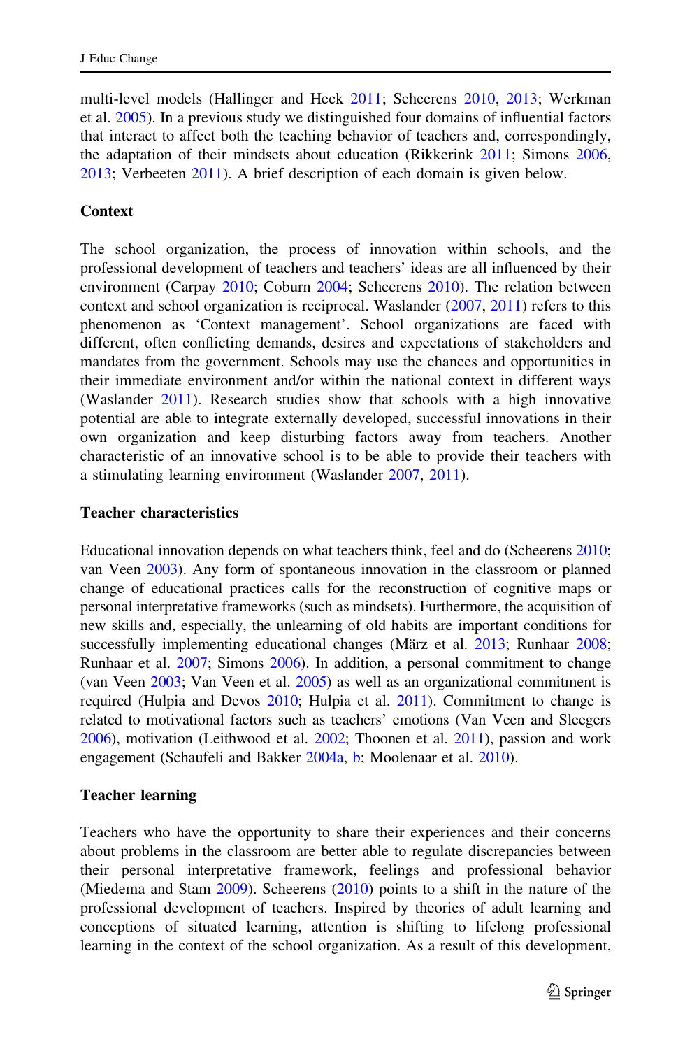multi-level models (Hallinger and Heck 2011; Scheerens 2010, 2013; Werkman et al. 2005). In a previous study we distinguished four domains of influential factors that interact to affect both the teaching behavior of teachers and, correspondingly, the adaptation of their mindsets about education (Rikkerink 2011; Simons 2006, 2013; Verbeeten 2011). A brief description of each domain is given below.

### Context

The school organization, the process of innovation within schools, and the professional development of teachers and teachers' ideas are all influenced by their environment (Carpay 2010; Coburn 2004; Scheerens 2010). The relation between context and school organization is reciprocal. Waslander (2007, 2011) refers to this phenomenon as 'Context management'. School organizations are faced with different, often conflicting demands, desires and expectations of stakeholders and mandates from the government. Schools may use the chances and opportunities in their immediate environment and/or within the national context in different ways (Waslander 2011). Research studies show that schools with a high innovative potential are able to integrate externally developed, successful innovations in their own organization and keep disturbing factors away from teachers. Another characteristic of an innovative school is to be able to provide their teachers with a stimulating learning environment (Waslander 2007, 2011).

### Teacher characteristics

Educational innovation depends on what teachers think, feel and do (Scheerens 2010; van Veen 2003). Any form of spontaneous innovation in the classroom or planned change of educational practices calls for the reconstruction of cognitive maps or personal interpretative frameworks (such as mindsets). Furthermore, the acquisition of new skills and, especially, the unlearning of old habits are important conditions for successfully implementing educational changes (März et al. 2013; Runhaar 2008; Runhaar et al. 2007; Simons 2006). In addition, a personal commitment to change (van Veen 2003; Van Veen et al. 2005) as well as an organizational commitment is required (Hulpia and Devos 2010; Hulpia et al. 2011). Commitment to change is related to motivational factors such as teachers' emotions (Van Veen and Sleegers 2006), motivation (Leithwood et al. 2002; Thoonen et al. 2011), passion and work engagement (Schaufeli and Bakker 2004a, b; Moolenaar et al. 2010).

### Teacher learning

Teachers who have the opportunity to share their experiences and their concerns about problems in the classroom are better able to regulate discrepancies between their personal interpretative framework, feelings and professional behavior (Miedema and Stam 2009). Scheerens (2010) points to a shift in the nature of the professional development of teachers. Inspired by theories of adult learning and conceptions of situated learning, attention is shifting to lifelong professional learning in the context of the school organization. As a result of this development,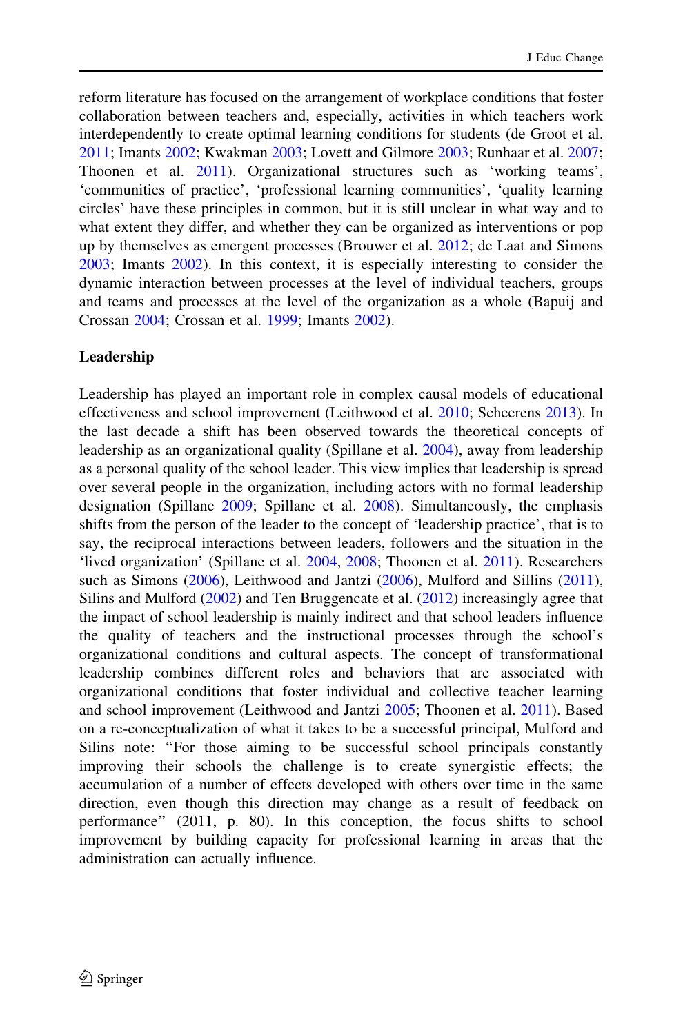reform literature has focused on the arrangement of workplace conditions that foster collaboration between teachers and, especially, activities in which teachers work interdependently to create optimal learning conditions for students (de Groot et al. 2011; Imants 2002; Kwakman 2003; Lovett and Gilmore 2003; Runhaar et al. 2007; Thoonen et al. 2011). Organizational structures such as 'working teams', 'communities of practice', 'professional learning communities', 'quality learning circles' have these principles in common, but it is still unclear in what way and to what extent they differ, and whether they can be organized as interventions or pop up by themselves as emergent processes (Brouwer et al. 2012; de Laat and Simons 2003; Imants 2002). In this context, it is especially interesting to consider the dynamic interaction between processes at the level of individual teachers, groups and teams and processes at the level of the organization as a whole (Bapuij and Crossan 2004; Crossan et al. 1999; Imants 2002).

## Leadership

Leadership has played an important role in complex causal models of educational effectiveness and school improvement (Leithwood et al. 2010; Scheerens 2013). In the last decade a shift has been observed towards the theoretical concepts of leadership as an organizational quality (Spillane et al. 2004), away from leadership as a personal quality of the school leader. This view implies that leadership is spread over several people in the organization, including actors with no formal leadership designation (Spillane 2009; Spillane et al. 2008). Simultaneously, the emphasis shifts from the person of the leader to the concept of 'leadership practice', that is to say, the reciprocal interactions between leaders, followers and the situation in the 'lived organization' (Spillane et al. 2004, 2008; Thoonen et al. 2011). Researchers such as Simons (2006), Leithwood and Jantzi (2006), Mulford and Sillins (2011), Silins and Mulford (2002) and Ten Bruggencate et al. (2012) increasingly agree that the impact of school leadership is mainly indirect and that school leaders influence the quality of teachers and the instructional processes through the school's organizational conditions and cultural aspects. The concept of transformational leadership combines different roles and behaviors that are associated with organizational conditions that foster individual and collective teacher learning and school improvement (Leithwood and Jantzi 2005; Thoonen et al. 2011). Based on a re-conceptualization of what it takes to be a successful principal, Mulford and Silins note: "For those aiming to be successful school principals constantly improving their schools the challenge is to create synergistic effects; the accumulation of a number of effects developed with others over time in the same direction, even though this direction may change as a result of feedback on performance" (2011, p. 80). In this conception, the focus shifts to school improvement by building capacity for professional learning in areas that the administration can actually influence.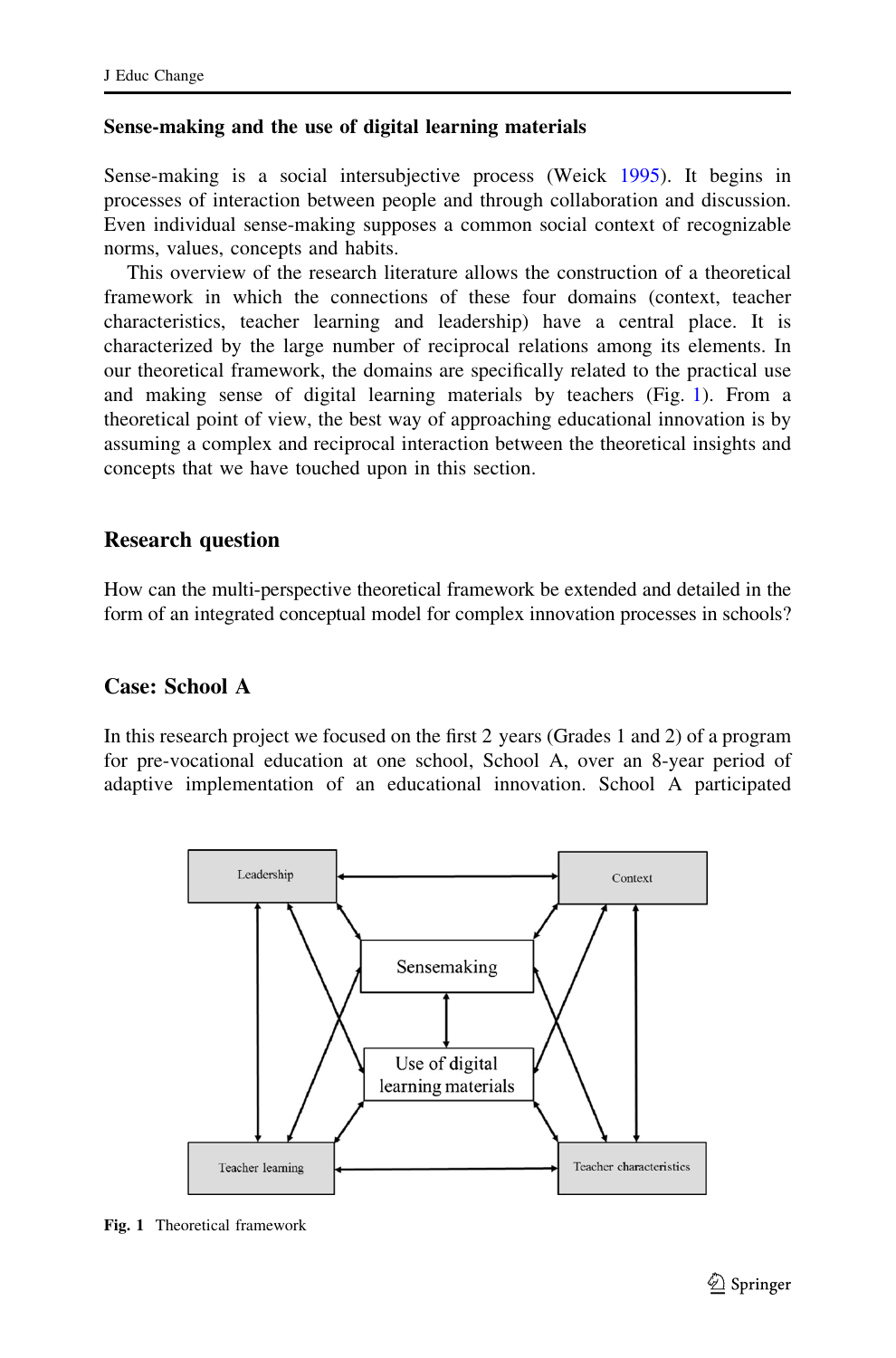### Sense-making and the use of digital learning materials

Sense-making is a social intersubjective process (Weick 1995). It begins in processes of interaction between people and through collaboration and discussion. Even individual sense-making supposes a common social context of recognizable norms, values, concepts and habits.

This overview of the research literature allows the construction of a theoretical framework in which the connections of these four domains (context, teacher characteristics, teacher learning and leadership) have a central place. It is characterized by the large number of reciprocal relations among its elements. In our theoretical framework, the domains are specifically related to the practical use and making sense of digital learning materials by teachers (Fig. 1). From a theoretical point of view, the best way of approaching educational innovation is by assuming a complex and reciprocal interaction between the theoretical insights and concepts that we have touched upon in this section.

## Research question

How can the multi-perspective theoretical framework be extended and detailed in the form of an integrated conceptual model for complex innovation processes in schools?

## Case: School A

In this research project we focused on the first 2 years (Grades 1 and 2) of a program for pre-vocational education at one school, School A, over an 8-year period of adaptive implementation of an educational innovation. School A participated

**Fig. 1** Theoretical framework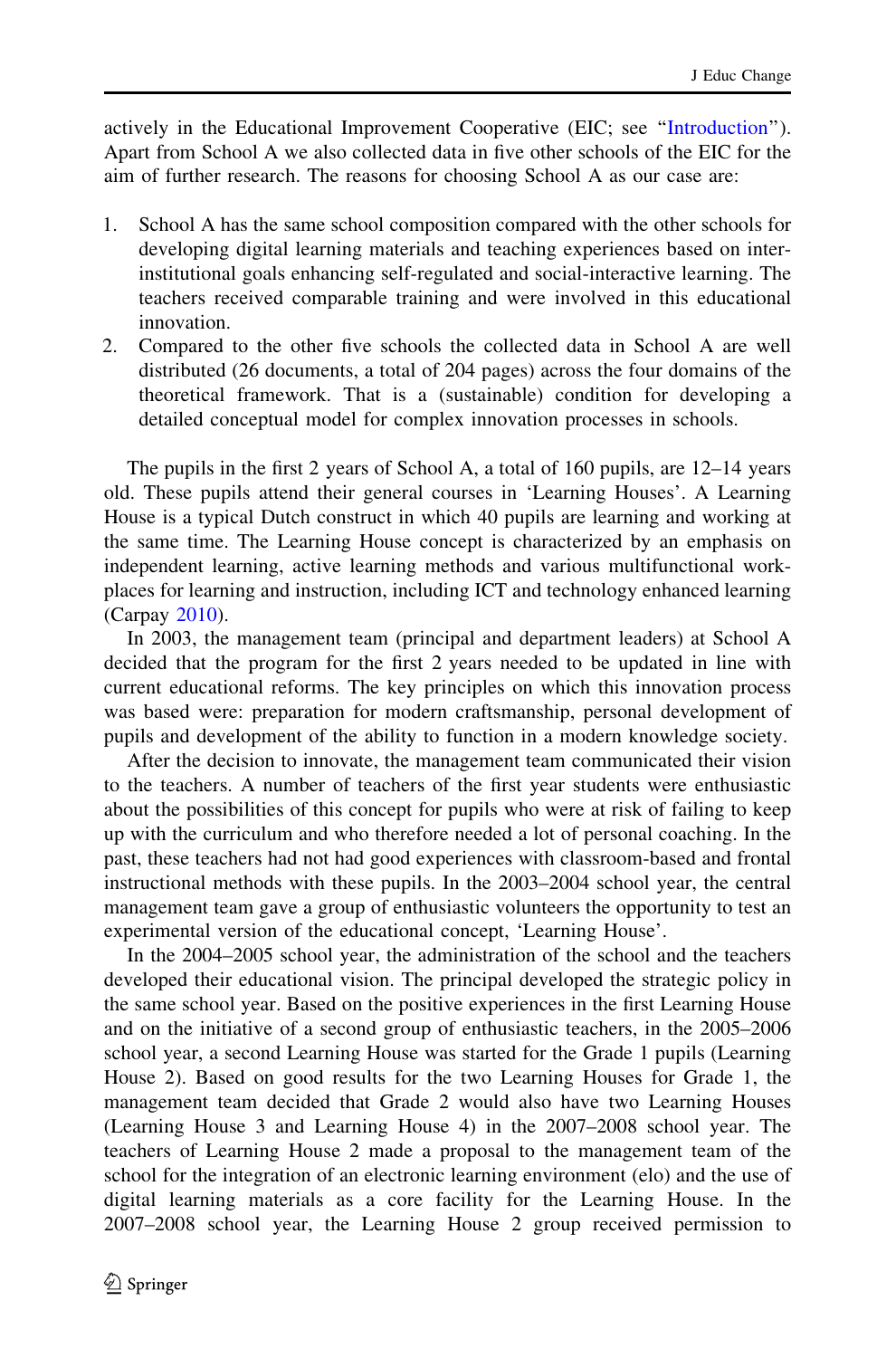actively in the Educational Improvement Cooperative (EIC; see "Introduction"). Apart from School A we also collected data in five other schools of the EIC for the aim of further research. The reasons for choosing School A as our case are:

1. School A has the same school composition compared with the other schools for developing digital learning materials and teaching experiences based on inter-institutional goals enhancing self-regulated and social-interactive learning. The teachers received comparable training and were involved in this educational innovation.
2. Compared to the other five schools the collected data in School A are well distributed (26 documents, a total of 204 pages) across the four domains of the theoretical framework. That is a (sustainable) condition for developing a detailed conceptual model for complex innovation processes in schools.

The pupils in the first 2 years of School A, a total of 160 pupils, are 12–14 years old. These pupils attend their general courses in 'Learning Houses'. A Learning House is a typical Dutch construct in which 40 pupils are learning and working at the same time. The Learning House concept is characterized by an emphasis on independent learning, active learning methods and various multifunctional work-places for learning and instruction, including ICT and technology enhanced learning (Carpay 2010).

In 2003, the management team (principal and department leaders) at School A decided that the program for the first 2 years needed to be updated in line with current educational reforms. The key principles on which this innovation process was based were: preparation for modern craftsmanship, personal development of pupils and development of the ability to function in a modern knowledge society.

After the decision to innovate, the management team communicated their vision to the teachers. A number of teachers of the first year students were enthusiastic about the possibilities of this concept for pupils who were at risk of failing to keep up with the curriculum and who therefore needed a lot of personal coaching. In the past, these teachers had not had good experiences with classroom-based and frontal instructional methods with these pupils. In the 2003–2004 school year, the central management team gave a group of enthusiastic volunteers the opportunity to test an experimental version of the educational concept, 'Learning House'.

In the 2004–2005 school year, the administration of the school and the teachers developed their educational vision. The principal developed the strategic policy in the same school year. Based on the positive experiences in the first Learning House and on the initiative of a second group of enthusiastic teachers, in the 2005–2006 school year, a second Learning House was started for the Grade 1 pupils (Learning House 2). Based on good results for the two Learning Houses for Grade 1, the management team decided that Grade 2 would also have two Learning Houses (Learning House 3 and Learning House 4) in the 2007–2008 school year. The teachers of Learning House 2 made a proposal to the management team of the school for the integration of an electronic learning environment (elo) and the use of digital learning materials as a core facility for the Learning House. In the 2007–2008 school year, the Learning House 2 group received permission to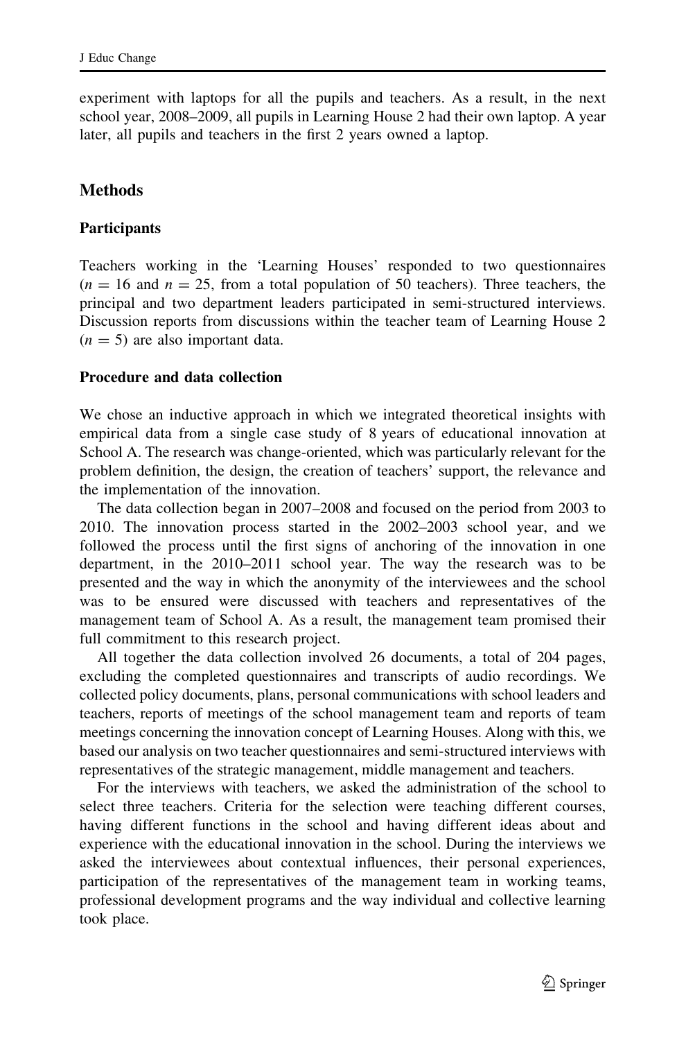experiment with laptops for all the pupils and teachers. As a result, in the next school year, 2008–2009, all pupils in Learning House 2 had their own laptop. A year later, all pupils and teachers in the first 2 years owned a laptop.

## Methods

### Participants

Teachers working in the 'Learning Houses' responded to two questionnaires ($n = 16$ and $n = 25$, from a total population of 50 teachers). Three teachers, the principal and two department leaders participated in semi-structured interviews. Discussion reports from discussions within the teacher team of Learning House 2 ($n = 5$) are also important data.

### Procedure and data collection

We chose an inductive approach in which we integrated theoretical insights with empirical data from a single case study of 8 years of educational innovation at School A. The research was change-oriented, which was particularly relevant for the problem definition, the design, the creation of teachers' support, the relevance and the implementation of the innovation.

The data collection began in 2007–2008 and focused on the period from 2003 to 2010. The innovation process started in the 2002–2003 school year, and we followed the process until the first signs of anchoring of the innovation in one department, in the 2010–2011 school year. The way the research was to be presented and the way in which the anonymity of the interviewees and the school was to be ensured were discussed with teachers and representatives of the management team of School A. As a result, the management team promised their full commitment to this research project.

All together the data collection involved 26 documents, a total of 204 pages, excluding the completed questionnaires and transcripts of audio recordings. We collected policy documents, plans, personal communications with school leaders and teachers, reports of meetings of the school management team and reports of team meetings concerning the innovation concept of Learning Houses. Along with this, we based our analysis on two teacher questionnaires and semi-structured interviews with representatives of the strategic management, middle management and teachers.

For the interviews with teachers, we asked the administration of the school to select three teachers. Criteria for the selection were teaching different courses, having different functions in the school and having different ideas about and experience with the educational innovation in the school. During the interviews we asked the interviewees about contextual influences, their personal experiences, participation of the representatives of the management team in working teams, professional development programs and the way individual and collective learning took place.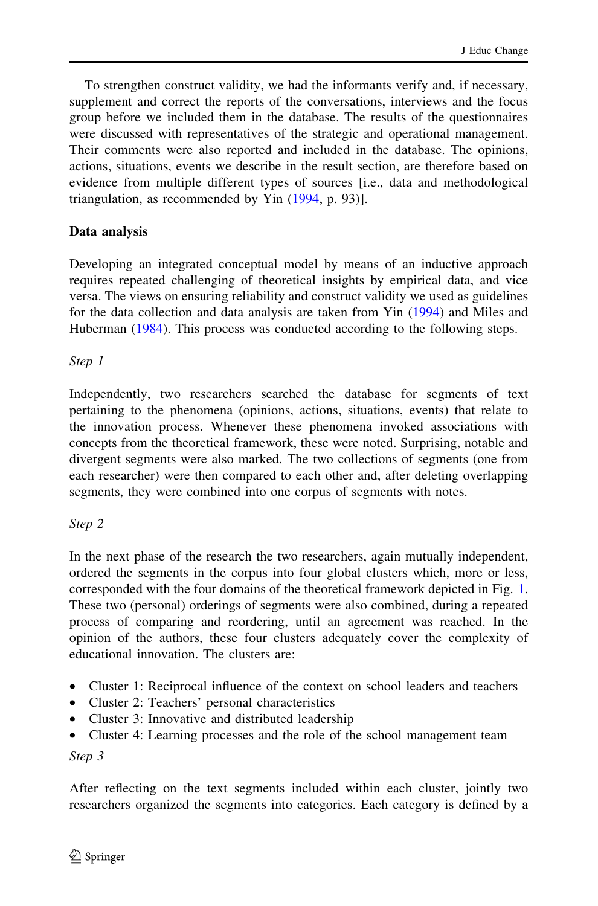To strengthen construct validity, we had the informants verify and, if necessary, supplement and correct the reports of the conversations, interviews and the focus group before we included them in the database. The results of the questionnaires were discussed with representatives of the strategic and operational management. Their comments were also reported and included in the database. The opinions, actions, situations, events we describe in the result section, are therefore based on evidence from multiple different types of sources [i.e., data and methodological triangulation, as recommended by Yin (1994, p. 93)].

### Data analysis

Developing an integrated conceptual model by means of an inductive approach requires repeated challenging of theoretical insights by empirical data, and vice versa. The views on ensuring reliability and construct validity we used as guidelines for the data collection and data analysis are taken from Yin (1994) and Miles and Huberman (1984). This process was conducted according to the following steps.

*Step 1*

Independently, two researchers searched the database for segments of text pertaining to the phenomena (opinions, actions, situations, events) that relate to the innovation process. Whenever these phenomena invoked associations with concepts from the theoretical framework, these were noted. Surprising, notable and divergent segments were also marked. The two collections of segments (one from each researcher) were then compared to each other and, after deleting overlapping segments, they were combined into one corpus of segments with notes.

*Step 2*

In the next phase of the research the two researchers, again mutually independent, ordered the segments in the corpus into four global clusters which, more or less, corresponded with the four domains of the theoretical framework depicted in Fig. 1. These two (personal) orderings of segments were also combined, during a repeated process of comparing and reordering, until an agreement was reached. In the opinion of the authors, these four clusters adequately cover the complexity of educational innovation. The clusters are:

- Cluster 1: Reciprocal influence of the context on school leaders and teachers
- Cluster 2: Teachers' personal characteristics
- Cluster 3: Innovative and distributed leadership
- Cluster 4: Learning processes and the role of the school management team

*Step 3*

After reflecting on the text segments included within each cluster, jointly two researchers organized the segments into categories. Each category is defined by a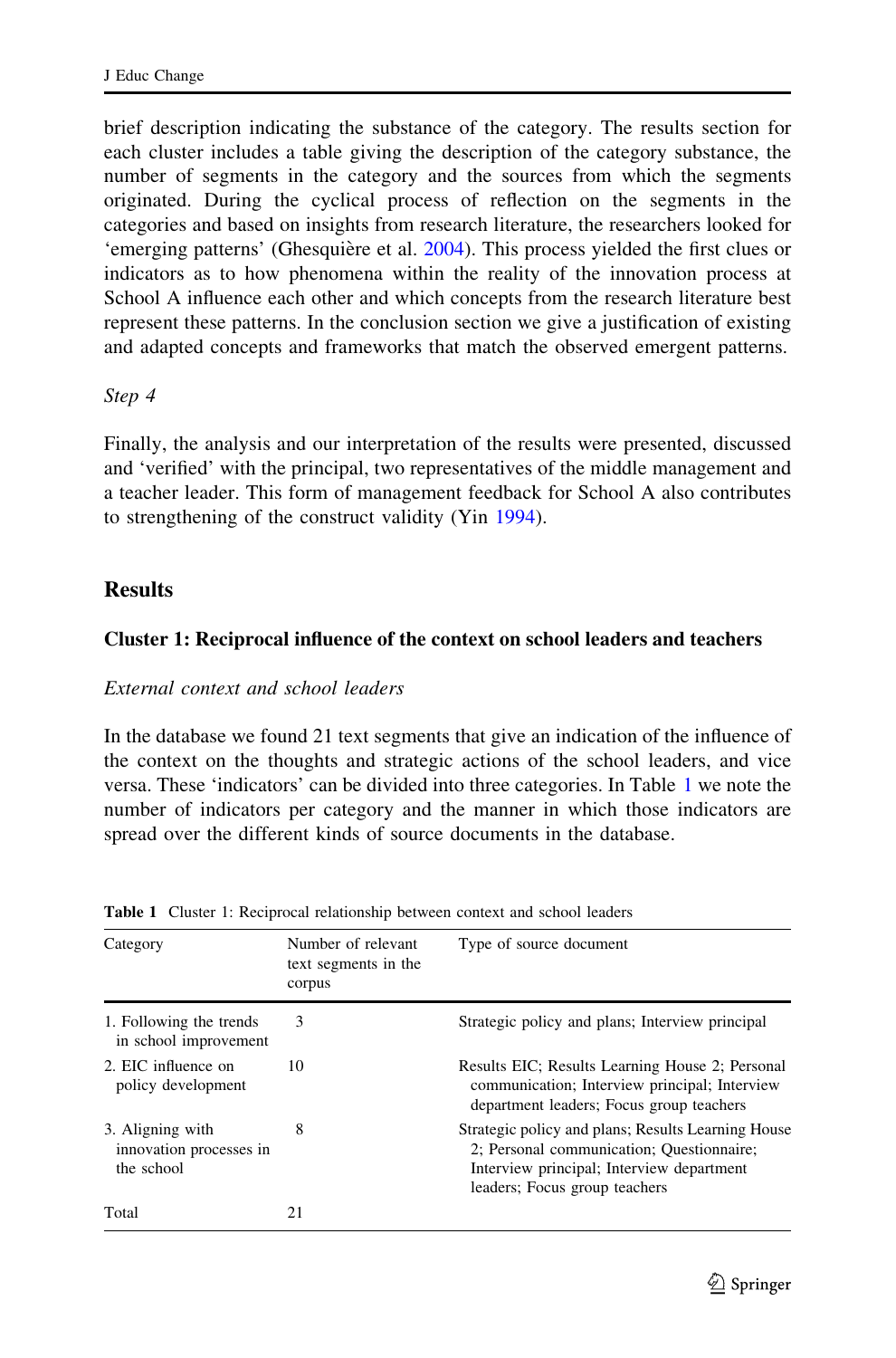brief description indicating the substance of the category. The results section for each cluster includes a table giving the description of the category substance, the number of segments in the category and the sources from which the segments originated. During the cyclical process of reflection on the segments in the categories and based on insights from research literature, the researchers looked for 'emerging patterns' (Ghesquière et al. 2004). This process yielded the first clues or indicators as to how phenomena within the reality of the innovation process at School A influence each other and which concepts from the research literature best represent these patterns. In the conclusion section we give a justification of existing and adapted concepts and frameworks that match the observed emergent patterns.

*Step 4*

Finally, the analysis and our interpretation of the results were presented, discussed and 'verified' with the principal, two representatives of the middle management and a teacher leader. This form of management feedback for School A also contributes to strengthening of the construct validity (Yin 1994).

## Results

### Cluster 1: Reciprocal influence of the context on school leaders and teachers

*External context and school leaders*

In the database we found 21 text segments that give an indication of the influence of the context on the thoughts and strategic actions of the school leaders, and vice versa. These 'indicators' can be divided into three categories. In Table 1 we note the number of indicators per category and the manner in which those indicators are spread over the different kinds of source documents in the database.

**Table 1** Cluster 1: Reciprocal relationship between context and school leaders

| Category | Number of relevant text segments in the corpus | Type of source document |
|---|---|---|
| 1. Following the trends in school improvement | 3 | Strategic policy and plans; Interview principal |
| 2. EIC influence on policy development | 10 | Results EIC; Results Learning House 2; Personal communication; Interview principal; Interview department leaders; Focus group teachers |
| 3. Aligning with innovation processes in the school | 8 | Strategic policy and plans; Results Learning House 2; Personal communication; Questionnaire; Interview principal; Interview department leaders; Focus group teachers |
| Total | 21 | |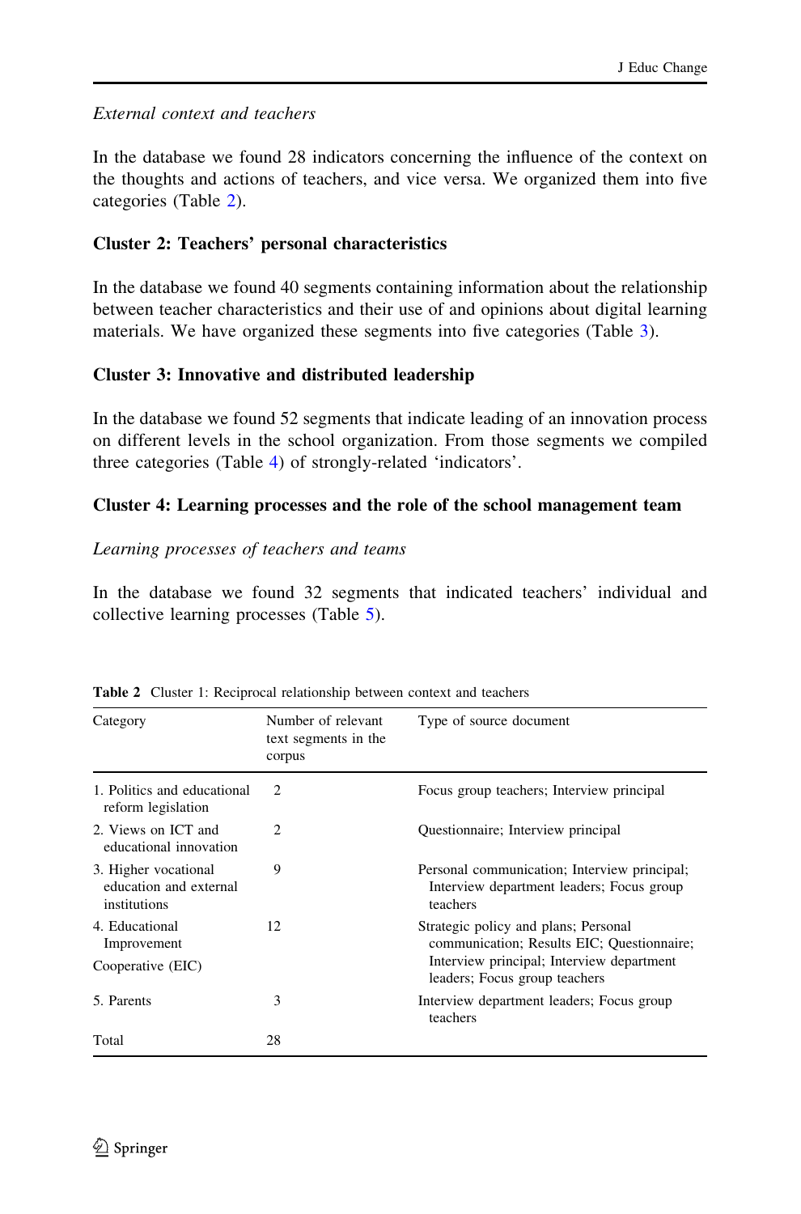*External context and teachers*

In the database we found 28 indicators concerning the influence of the context on the thoughts and actions of teachers, and vice versa. We organized them into five categories (Table 2).

### Cluster 2: Teachers' personal characteristics

In the database we found 40 segments containing information about the relationship between teacher characteristics and their use of and opinions about digital learning materials. We have organized these segments into five categories (Table 3).

### Cluster 3: Innovative and distributed leadership

In the database we found 52 segments that indicate leading of an innovation process on different levels in the school organization. From those segments we compiled three categories (Table 4) of strongly-related 'indicators'.

### Cluster 4: Learning processes and the role of the school management team

*Learning processes of teachers and teams*

In the database we found 32 segments that indicated teachers' individual and collective learning processes (Table 5).

**Table 2** Cluster 1: Reciprocal relationship between context and teachers

| Category | Number of relevant text segments in the corpus | Type of source document |
|---|---|---|
| 1. Politics and educational reform legislation | 2 | Focus group teachers; Interview principal |
| 2. Views on ICT and educational innovation | 2 | Questionnaire; Interview principal |
| 3. Higher vocational education and external institutions | 9 | Personal communication; Interview principal; Interview department leaders; Focus group teachers |
| 4. Educational Improvement Cooperative (EIC) | 12 | Strategic policy and plans; Personal communication; Results EIC; Questionnaire; Interview principal; Interview department leaders; Focus group teachers |
| 5. Parents | 3 | Interview department leaders; Focus group teachers |
| Total | 28 | |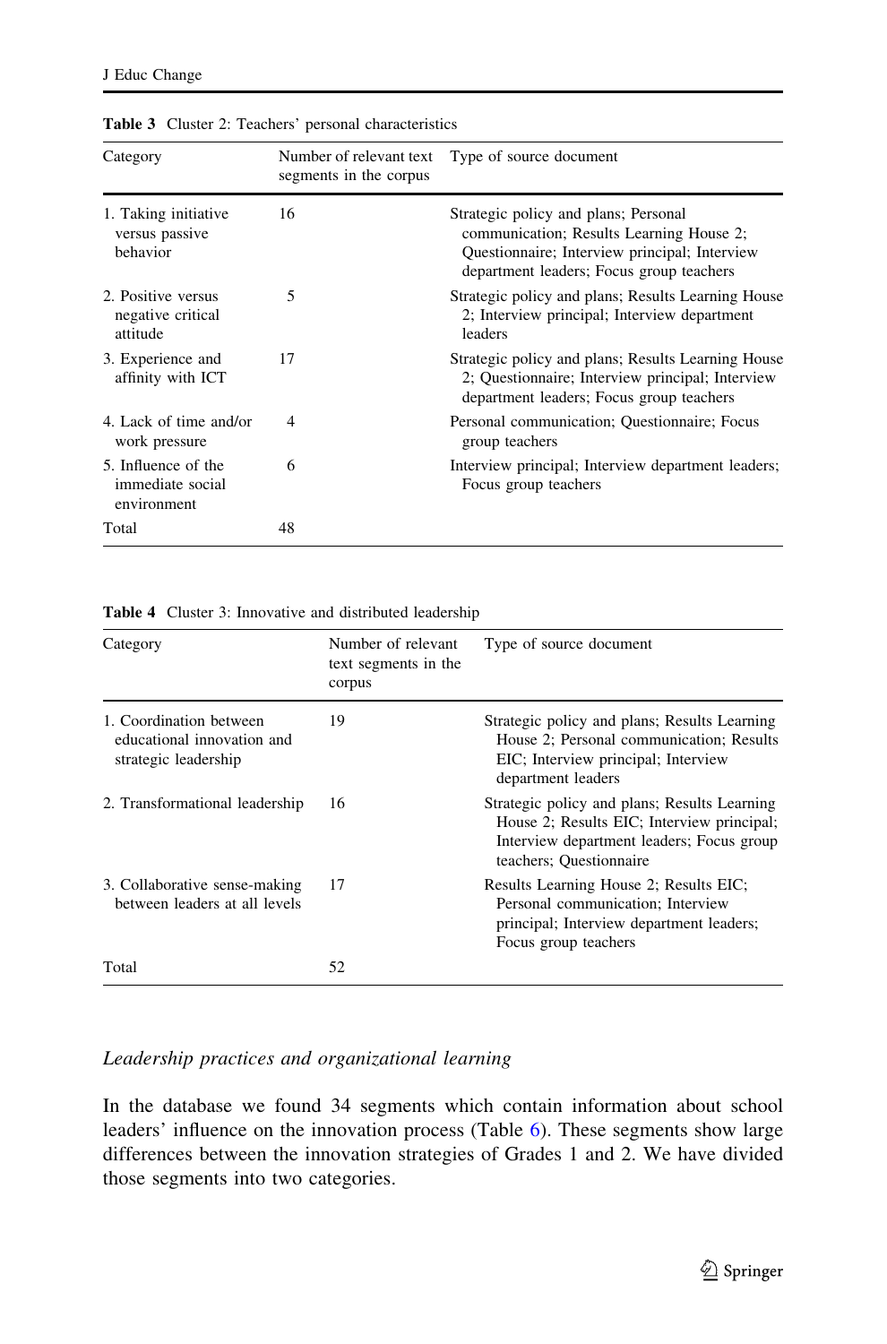**Table 3** Cluster 2: Teachers' personal characteristics

| Category | Number of relevant text segments in the corpus | Type of source document |
|---|---|---|
| 1. Taking initiative versus passive behavior | 16 | Strategic policy and plans; Personal communication; Results Learning House 2; Questionnaire; Interview principal; Interview department leaders; Focus group teachers |
| 2. Positive versus negative critical attitude | 5 | Strategic policy and plans; Results Learning House 2; Interview principal; Interview department leaders |
| 3. Experience and affinity with ICT | 17 | Strategic policy and plans; Results Learning House 2; Questionnaire; Interview principal; Interview department leaders; Focus group teachers |
| 4. Lack of time and/or work pressure | 4 | Personal communication; Questionnaire; Focus group teachers |
| 5. Influence of the immediate social environment | 6 | Interview principal; Interview department leaders; Focus group teachers |
| Total | 48 | |

**Table 4** Cluster 3: Innovative and distributed leadership

| Category | Number of relevant text segments in the corpus | Type of source document |
|---|---|---|
| 1. Coordination between educational innovation and strategic leadership | 19 | Strategic policy and plans; Results Learning House 2; Personal communication; Results EIC; Interview principal; Interview department leaders |
| 2. Transformational leadership | 16 | Strategic policy and plans; Results Learning House 2; Results EIC; Interview principal; Interview department leaders; Focus group teachers; Questionnaire |
| 3. Collaborative sense-making between leaders at all levels | 17 | Results Learning House 2; Results EIC; Personal communication; Interview principal; Interview department leaders; Focus group teachers |
| Total | 52 | |

### *Leadership practices and organizational learning*

In the database we found 34 segments which contain information about school leaders' influence on the innovation process (Table 6). These segments show large differences between the innovation strategies of Grades 1 and 2. We have divided those segments into two categories.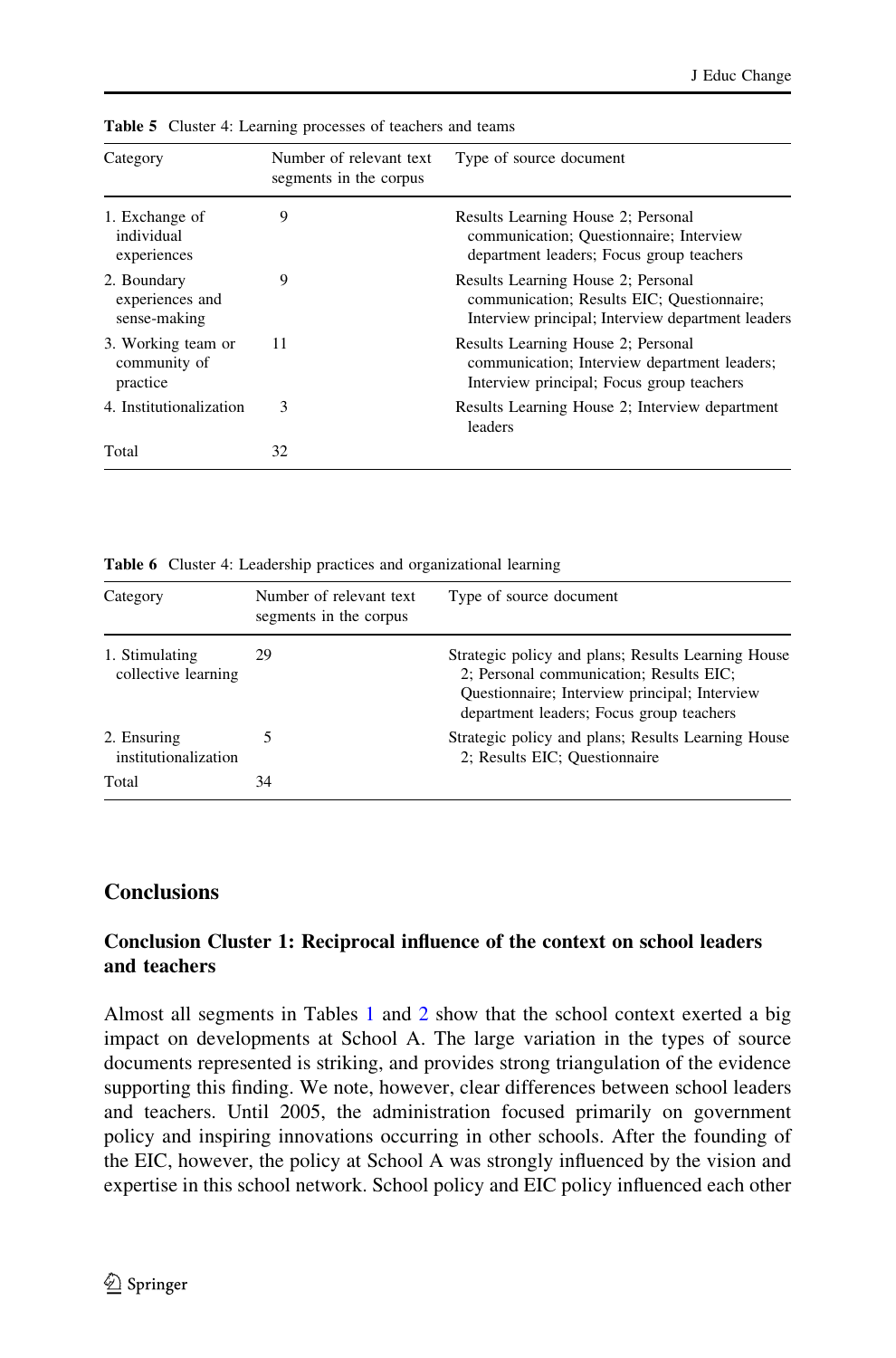**Table 5** Cluster 4: Learning processes of teachers and teams

| Category | Number of relevant text segments in the corpus | Type of source document |
|---|---|---|
| 1. Exchange of individual experiences | 9 | Results Learning House 2; Personal communication; Questionnaire; Interview department leaders; Focus group teachers |
| 2. Boundary experiences and sense-making | 9 | Results Learning House 2; Personal communication; Results EIC; Questionnaire; Interview principal; Interview department leaders |
| 3. Working team or community of practice | 11 | Results Learning House 2; Personal communication; Interview department leaders; Interview principal; Focus group teachers |
| 4. Institutionalization | 3 | Results Learning House 2; Interview department leaders |
| Total | 32 | |

**Table 6** Cluster 4: Leadership practices and organizational learning

| Category | Number of relevant text segments in the corpus | Type of source document |
|---|---|---|
| 1. Stimulating collective learning | 29 | Strategic policy and plans; Results Learning House 2; Personal communication; Results EIC; Questionnaire; Interview principal; Interview department leaders; Focus group teachers |
| 2. Ensuring institutionalization | 5 | Strategic policy and plans; Results Learning House 2; Results EIC; Questionnaire |
| Total | 34 | |

## Conclusions

### Conclusion Cluster 1: Reciprocal influence of the context on school leaders and teachers

Almost all segments in Tables 1 and 2 show that the school context exerted a big impact on developments at School A. The large variation in the types of source documents represented is striking, and provides strong triangulation of the evidence supporting this finding. We note, however, clear differences between school leaders and teachers. Until 2005, the administration focused primarily on government policy and inspiring innovations occurring in other schools. After the founding of the EIC, however, the policy at School A was strongly influenced by the vision and expertise in this school network. School policy and EIC policy influenced each other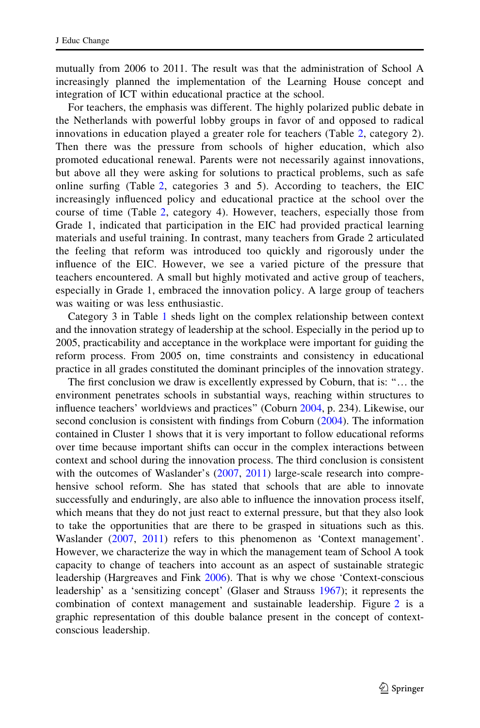mutually from 2006 to 2011. The result was that the administration of School A increasingly planned the implementation of the Learning House concept and integration of ICT within educational practice at the school.

For teachers, the emphasis was different. The highly polarized public debate in the Netherlands with powerful lobby groups in favor of and opposed to radical innovations in education played a greater role for teachers (Table 2, category 2). Then there was the pressure from schools of higher education, which also promoted educational renewal. Parents were not necessarily against innovations, but above all they were asking for solutions to practical problems, such as safe online surfing (Table 2, categories 3 and 5). According to teachers, the EIC increasingly influenced policy and educational practice at the school over the course of time (Table 2, category 4). However, teachers, especially those from Grade 1, indicated that participation in the EIC had provided practical learning materials and useful training. In contrast, many teachers from Grade 2 articulated the feeling that reform was introduced too quickly and rigorously under the influence of the EIC. However, we see a varied picture of the pressure that teachers encountered. A small but highly motivated and active group of teachers, especially in Grade 1, embraced the innovation policy. A large group of teachers was waiting or was less enthusiastic.

Category 3 in Table 1 sheds light on the complex relationship between context and the innovation strategy of leadership at the school. Especially in the period up to 2005, practicability and acceptance in the workplace were important for guiding the reform process. From 2005 on, time constraints and consistency in educational practice in all grades constituted the dominant principles of the innovation strategy.

The first conclusion we draw is excellently expressed by Coburn, that is: "… the environment penetrates schools in substantial ways, reaching within structures to influence teachers' worldviews and practices" (Coburn 2004, p. 234). Likewise, our second conclusion is consistent with findings from Coburn (2004). The information contained in Cluster 1 shows that it is very important to follow educational reforms over time because important shifts can occur in the complex interactions between context and school during the innovation process. The third conclusion is consistent with the outcomes of Waslander's (2007, 2011) large-scale research into comprehensive school reform. She has stated that schools that are able to innovate successfully and enduringly, are also able to influence the innovation process itself, which means that they do not just react to external pressure, but that they also look to take the opportunities that are there to be grasped in situations such as this. Waslander (2007, 2011) refers to this phenomenon as 'Context management'. However, we characterize the way in which the management team of School A took capacity to change of teachers into account as an aspect of sustainable strategic leadership (Hargreaves and Fink 2006). That is why we chose 'Context-conscious leadership' as a 'sensitizing concept' (Glaser and Strauss 1967); it represents the combination of context management and sustainable leadership. Figure 2 is a graphic representation of this double balance present in the concept of context-conscious leadership.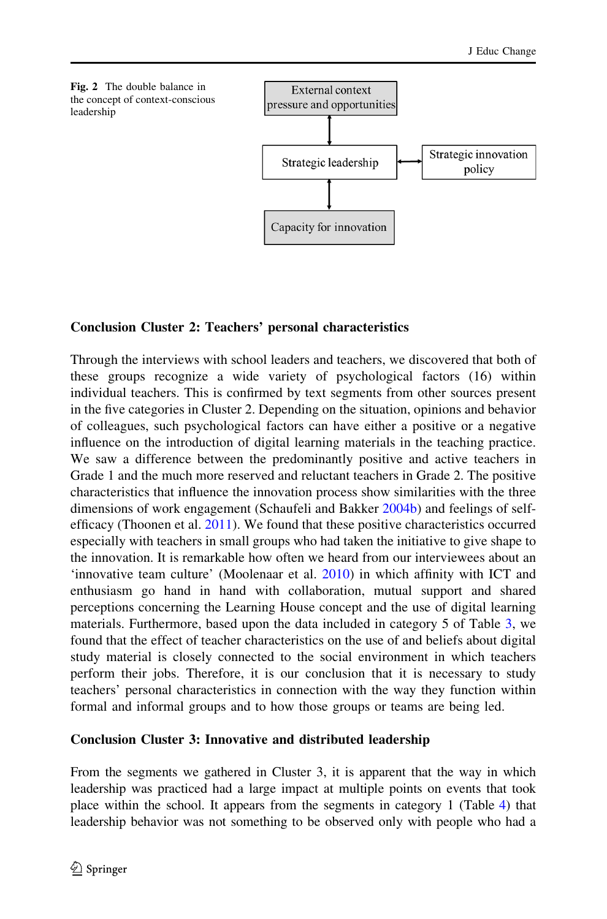**Fig. 2** The double balance in the concept of context-conscious leadership

External context pressure and opportunities

Strategic leadership

Strategic innovation policy

Capacity for innovation

### Conclusion Cluster 2: Teachers' personal characteristics

Through the interviews with school leaders and teachers, we discovered that both of these groups recognize a wide variety of psychological factors (16) within individual teachers. This is confirmed by text segments from other sources present in the five categories in Cluster 2. Depending on the situation, opinions and behavior of colleagues, such psychological factors can have either a positive or a negative influence on the introduction of digital learning materials in the teaching practice. We saw a difference between the predominantly positive and active teachers in Grade 1 and the much more reserved and reluctant teachers in Grade 2. The positive characteristics that influence the innovation process show similarities with the three dimensions of work engagement (Schaufeli and Bakker 2004b) and feelings of self-efficacy (Thoonen et al. 2011). We found that these positive characteristics occurred especially with teachers in small groups who had taken the initiative to give shape to the innovation. It is remarkable how often we heard from our interviewees about an 'innovative team culture' (Moolenaar et al. 2010) in which affinity with ICT and enthusiasm go hand in hand with collaboration, mutual support and shared perceptions concerning the Learning House concept and the use of digital learning materials. Furthermore, based upon the data included in category 5 of Table 3, we found that the effect of teacher characteristics on the use of and beliefs about digital study material is closely connected to the social environment in which teachers perform their jobs. Therefore, it is our conclusion that it is necessary to study teachers' personal characteristics in connection with the way they function within formal and informal groups and to how those groups or teams are being led.

### Conclusion Cluster 3: Innovative and distributed leadership

From the segments we gathered in Cluster 3, it is apparent that the way in which leadership was practiced had a large impact at multiple points on events that took place within the school. It appears from the segments in category 1 (Table 4) that leadership behavior was not something to be observed only with people who had a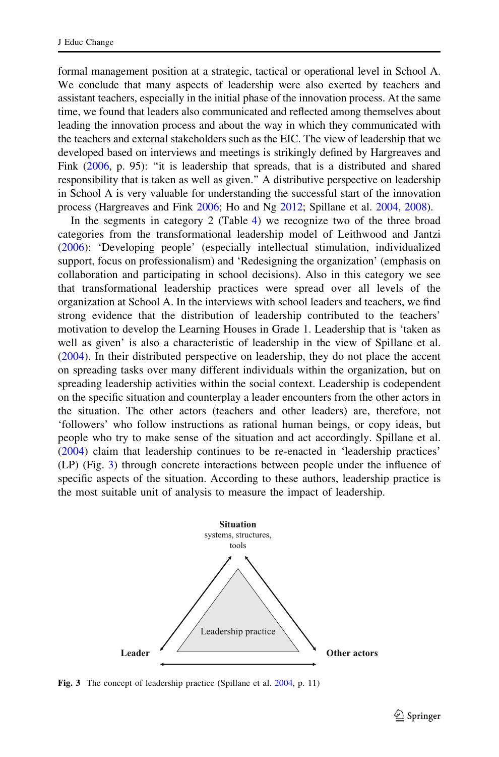formal management position at a strategic, tactical or operational level in School A. We conclude that many aspects of leadership were also exerted by teachers and assistant teachers, especially in the initial phase of the innovation process. At the same time, we found that leaders also communicated and reflected among themselves about leading the innovation process and about the way in which they communicated with the teachers and external stakeholders such as the EIC. The view of leadership that we developed based on interviews and meetings is strikingly defined by Hargreaves and Fink (2006, p. 95): "it is leadership that spreads, that is a distributed and shared responsibility that is taken as well as given." A distributive perspective on leadership in School A is very valuable for understanding the successful start of the innovation process (Hargreaves and Fink 2006; Ho and Ng 2012; Spillane et al. 2004, 2008).

In the segments in category 2 (Table 4) we recognize two of the three broad categories from the transformational leadership model of Leithwood and Jantzi (2006): 'Developing people' (especially intellectual stimulation, individualized support, focus on professionalism) and 'Redesigning the organization' (emphasis on collaboration and participating in school decisions). Also in this category we see that transformational leadership practices were spread over all levels of the organization at School A. In the interviews with school leaders and teachers, we find strong evidence that the distribution of leadership contributed to the teachers' motivation to develop the Learning Houses in Grade 1. Leadership that is 'taken as well as given' is also a characteristic of leadership in the view of Spillane et al. (2004). In their distributed perspective on leadership, they do not place the accent on spreading tasks over many different individuals within the organization, but on spreading leadership activities within the social context. Leadership is codependent on the specific situation and counterplay a leader encounters from the other actors in the situation. The other actors (teachers and other leaders) are, therefore, not 'followers' who follow instructions as rational human beings, or copy ideas, but people who try to make sense of the situation and act accordingly. Spillane et al. (2004) claim that leadership continues to be re-enacted in 'leadership practices' (LP) (Fig. 3) through concrete interactions between people under the influence of specific aspects of the situation. According to these authors, leadership practice is the most suitable unit of analysis to measure the impact of leadership.

**Situation**
systems, structures, tools

Leadership practice

**Leader**

**Other actors**

**Fig. 3** The concept of leadership practice (Spillane et al. 2004, p. 11)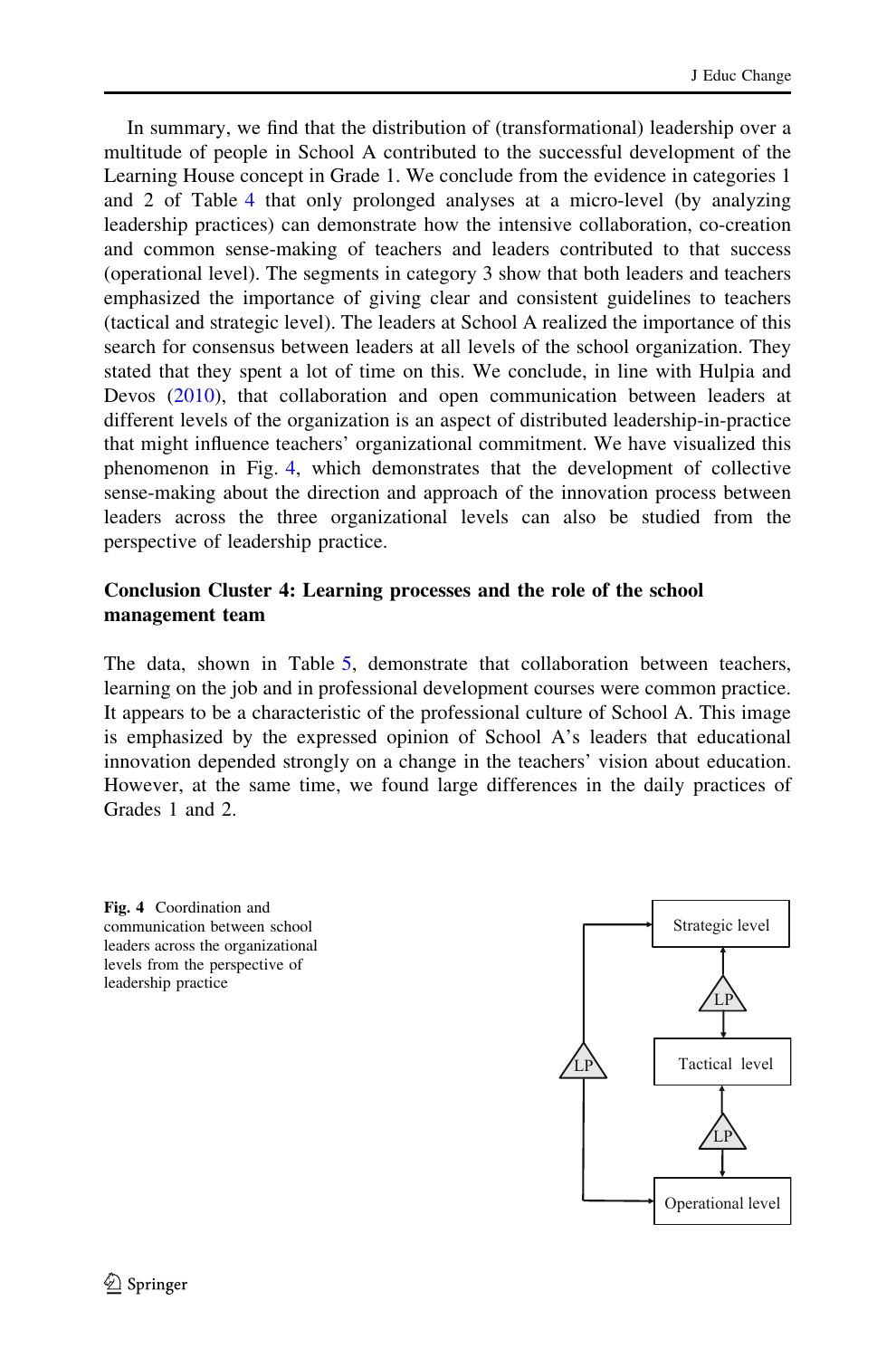In summary, we find that the distribution of (transformational) leadership over a multitude of people in School A contributed to the successful development of the Learning House concept in Grade 1. We conclude from the evidence in categories 1 and 2 of Table 4 that only prolonged analyses at a micro-level (by analyzing leadership practices) can demonstrate how the intensive collaboration, co-creation and common sense-making of teachers and leaders contributed to that success (operational level). The segments in category 3 show that both leaders and teachers emphasized the importance of giving clear and consistent guidelines to teachers (tactical and strategic level). The leaders at School A realized the importance of this search for consensus between leaders at all levels of the school organization. They stated that they spent a lot of time on this. We conclude, in line with Hulpia and Devos (2010), that collaboration and open communication between leaders at different levels of the organization is an aspect of distributed leadership-in-practice that might influence teachers' organizational commitment. We have visualized this phenomenon in Fig. 4, which demonstrates that the development of collective sense-making about the direction and approach of the innovation process between leaders across the three organizational levels can also be studied from the perspective of leadership practice.

### Conclusion Cluster 4: Learning processes and the role of the school management team

The data, shown in Table 5, demonstrate that collaboration between teachers, learning on the job and in professional development courses were common practice. It appears to be a characteristic of the professional culture of School A. This image is emphasized by the expressed opinion of School A's leaders that educational innovation depended strongly on a change in the teachers' vision about education. However, at the same time, we found large differences in the daily practices of Grades 1 and 2.

**Fig. 4** Coordination and communication between school leaders across the organizational levels from the perspective of leadership practice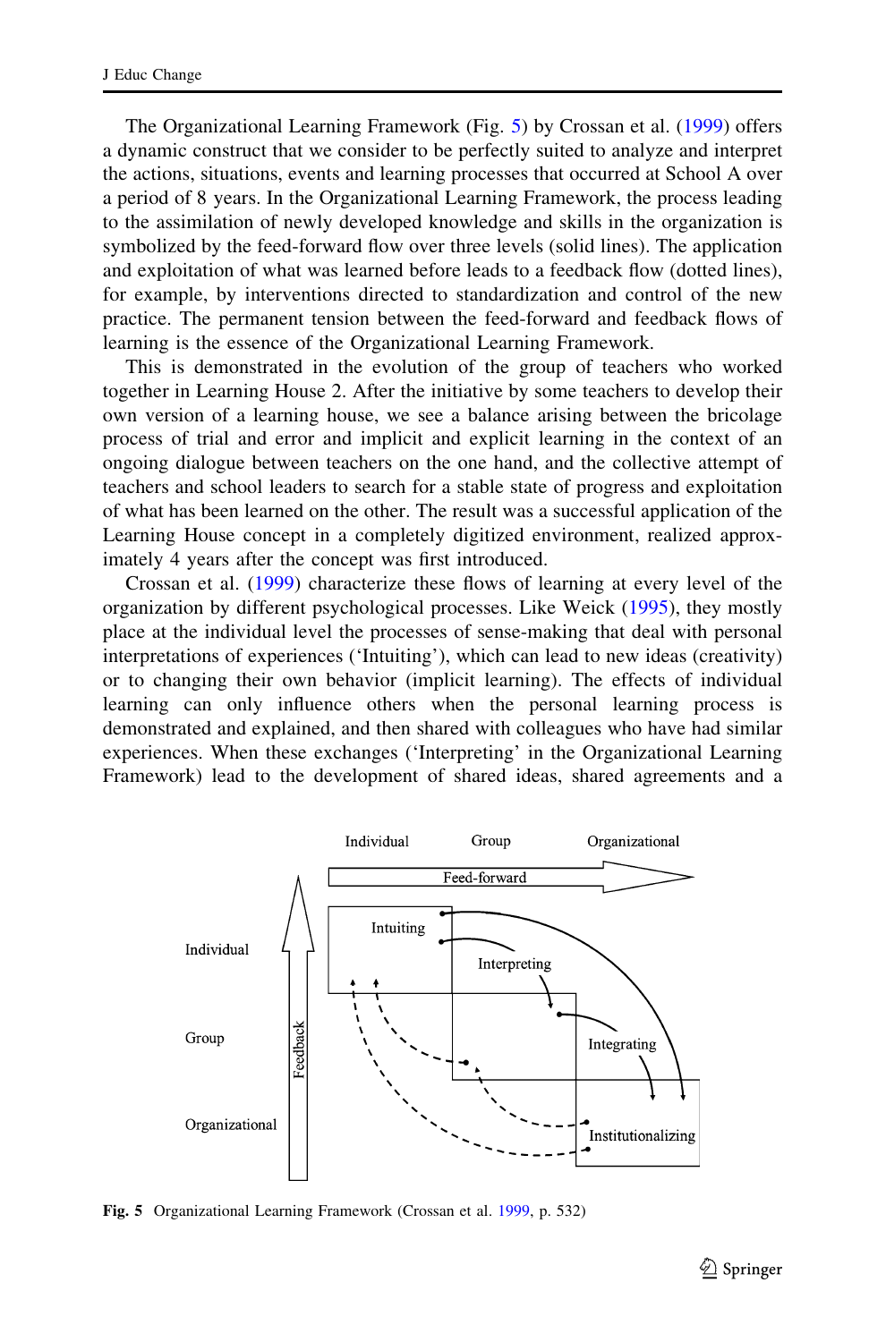The Organizational Learning Framework (Fig. 5) by Crossan et al. (1999) offers a dynamic construct that we consider to be perfectly suited to analyze and interpret the actions, situations, events and learning processes that occurred at School A over a period of 8 years. In the Organizational Learning Framework, the process leading to the assimilation of newly developed knowledge and skills in the organization is symbolized by the feed-forward flow over three levels (solid lines). The application and exploitation of what was learned before leads to a feedback flow (dotted lines), for example, by interventions directed to standardization and control of the new practice. The permanent tension between the feed-forward and feedback flows of learning is the essence of the Organizational Learning Framework.

This is demonstrated in the evolution of the group of teachers who worked together in Learning House 2. After the initiative by some teachers to develop their own version of a learning house, we see a balance arising between the bricolage process of trial and error and implicit and explicit learning in the context of an ongoing dialogue between teachers on the one hand, and the collective attempt of teachers and school leaders to search for a stable state of progress and exploitation of what has been learned on the other. The result was a successful application of the Learning House concept in a completely digitized environment, realized approximately 4 years after the concept was first introduced.

Crossan et al. (1999) characterize these flows of learning at every level of the organization by different psychological processes. Like Weick (1995), they mostly place at the individual level the processes of sense-making that deal with personal interpretations of experiences ('Intuiting'), which can lead to new ideas (creativity) or to changing their own behavior (implicit learning). The effects of individual learning can only influence others when the personal learning process is demonstrated and explained, and then shared with colleagues who have had similar experiences. When these exchanges ('Interpreting' in the Organizational Learning Framework) lead to the development of shared ideas, shared agreements and a

Individual Group Organizational

Feed-forward

Individual Intuiting Interpreting

Group Integrating

Organizational Institutionalizing

Feedback

**Fig. 5** Organizational Learning Framework (Crossan et al. 1999, p. 532)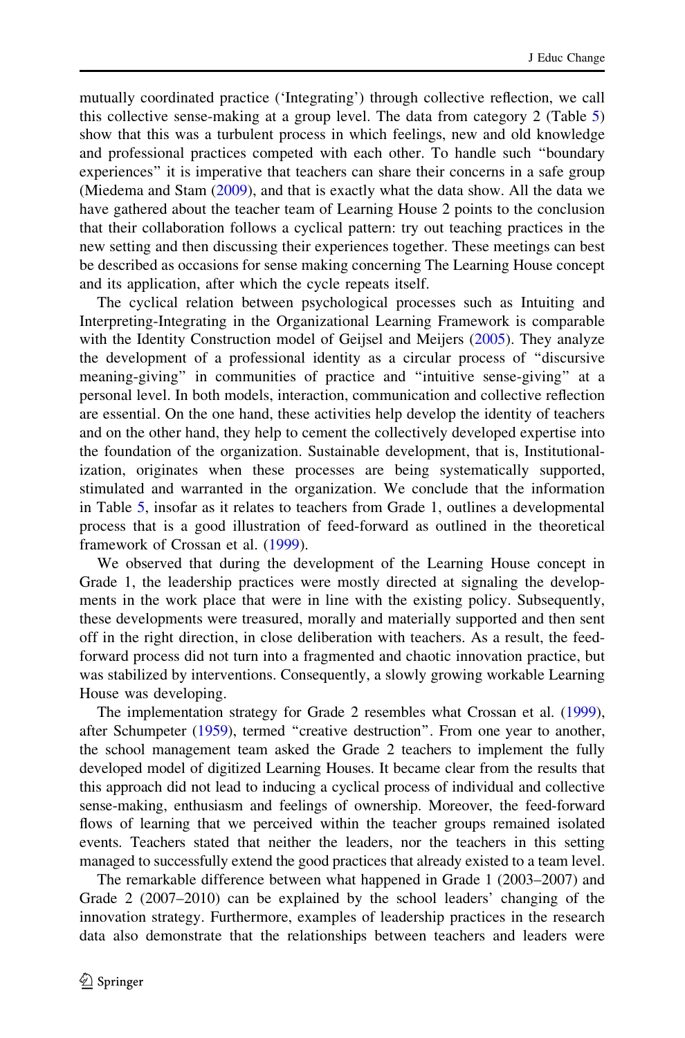mutually coordinated practice ('Integrating') through collective reflection, we call this collective sense-making at a group level. The data from category 2 (Table 5) show that this was a turbulent process in which feelings, new and old knowledge and professional practices competed with each other. To handle such "boundary experiences" it is imperative that teachers can share their concerns in a safe group (Miedema and Stam (2009), and that is exactly what the data show. All the data we have gathered about the teacher team of Learning House 2 points to the conclusion that their collaboration follows a cyclical pattern: try out teaching practices in the new setting and then discussing their experiences together. These meetings can best be described as occasions for sense making concerning The Learning House concept and its application, after which the cycle repeats itself.

The cyclical relation between psychological processes such as Intuiting and Interpreting-Integrating in the Organizational Learning Framework is comparable with the Identity Construction model of Geijsel and Meijers (2005). They analyze the development of a professional identity as a circular process of "discursive meaning-giving" in communities of practice and "intuitive sense-giving" at a personal level. In both models, interaction, communication and collective reflection are essential. On the one hand, these activities help develop the identity of teachers and on the other hand, they help to cement the collectively developed expertise into the foundation of the organization. Sustainable development, that is, Institutionalization, originates when these processes are being systematically supported, stimulated and warranted in the organization. We conclude that the information in Table 5, insofar as it relates to teachers from Grade 1, outlines a developmental process that is a good illustration of feed-forward as outlined in the theoretical framework of Crossan et al. (1999).

We observed that during the development of the Learning House concept in Grade 1, the leadership practices were mostly directed at signaling the developments in the work place that were in line with the existing policy. Subsequently, these developments were treasured, morally and materially supported and then sent off in the right direction, in close deliberation with teachers. As a result, the feed-forward process did not turn into a fragmented and chaotic innovation practice, but was stabilized by interventions. Consequently, a slowly growing workable Learning House was developing.

The implementation strategy for Grade 2 resembles what Crossan et al. (1999), after Schumpeter (1959), termed "creative destruction". From one year to another, the school management team asked the Grade 2 teachers to implement the fully developed model of digitized Learning Houses. It became clear from the results that this approach did not lead to inducing a cyclical process of individual and collective sense-making, enthusiasm and feelings of ownership. Moreover, the feed-forward flows of learning that we perceived within the teacher groups remained isolated events. Teachers stated that neither the leaders, nor the teachers in this setting managed to successfully extend the good practices that already existed to a team level.

The remarkable difference between what happened in Grade 1 (2003–2007) and Grade 2 (2007–2010) can be explained by the school leaders' changing of the innovation strategy. Furthermore, examples of leadership practices in the research data also demonstrate that the relationships between teachers and leaders were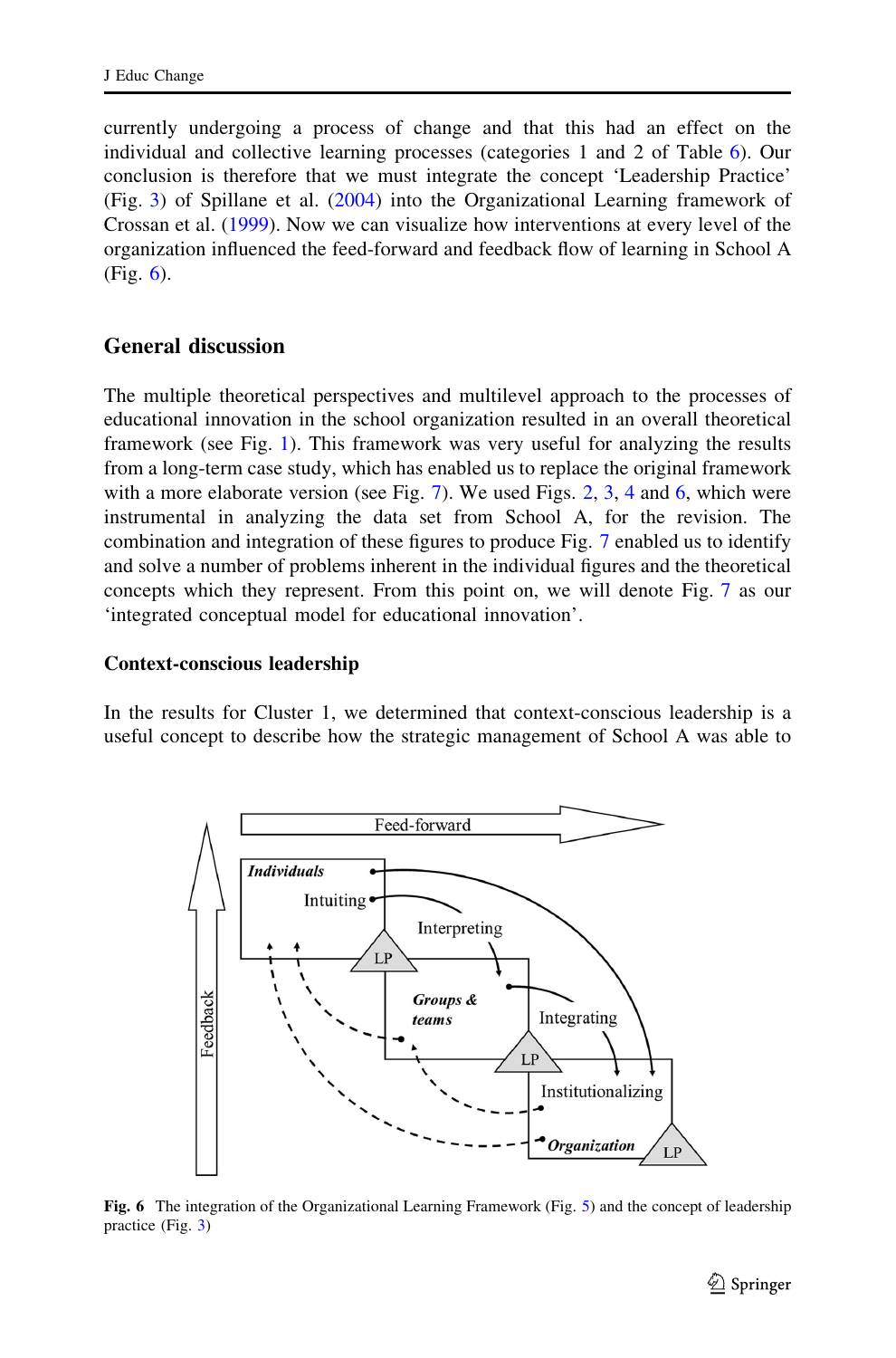currently undergoing a process of change and that this had an effect on the individual and collective learning processes (categories 1 and 2 of Table 6). Our conclusion is therefore that we must integrate the concept 'Leadership Practice' (Fig. 3) of Spillane et al. (2004) into the Organizational Learning framework of Crossan et al. (1999). Now we can visualize how interventions at every level of the organization influenced the feed-forward and feedback flow of learning in School A (Fig. 6).

## General discussion

The multiple theoretical perspectives and multilevel approach to the processes of educational innovation in the school organization resulted in an overall theoretical framework (see Fig. 1). This framework was very useful for analyzing the results from a long-term case study, which has enabled us to replace the original framework with a more elaborate version (see Fig. 7). We used Figs. 2, 3, 4 and 6, which were instrumental in analyzing the data set from School A, for the revision. The combination and integration of these figures to produce Fig. 7 enabled us to identify and solve a number of problems inherent in the individual figures and the theoretical concepts which they represent. From this point on, we will denote Fig. 7 as our 'integrated conceptual model for educational innovation'.

### Context-conscious leadership

In the results for Cluster 1, we determined that context-conscious leadership is a useful concept to describe how the strategic management of School A was able to

**Fig. 6** The integration of the Organizational Learning Framework (Fig. 5) and the concept of leadership practice (Fig. 3)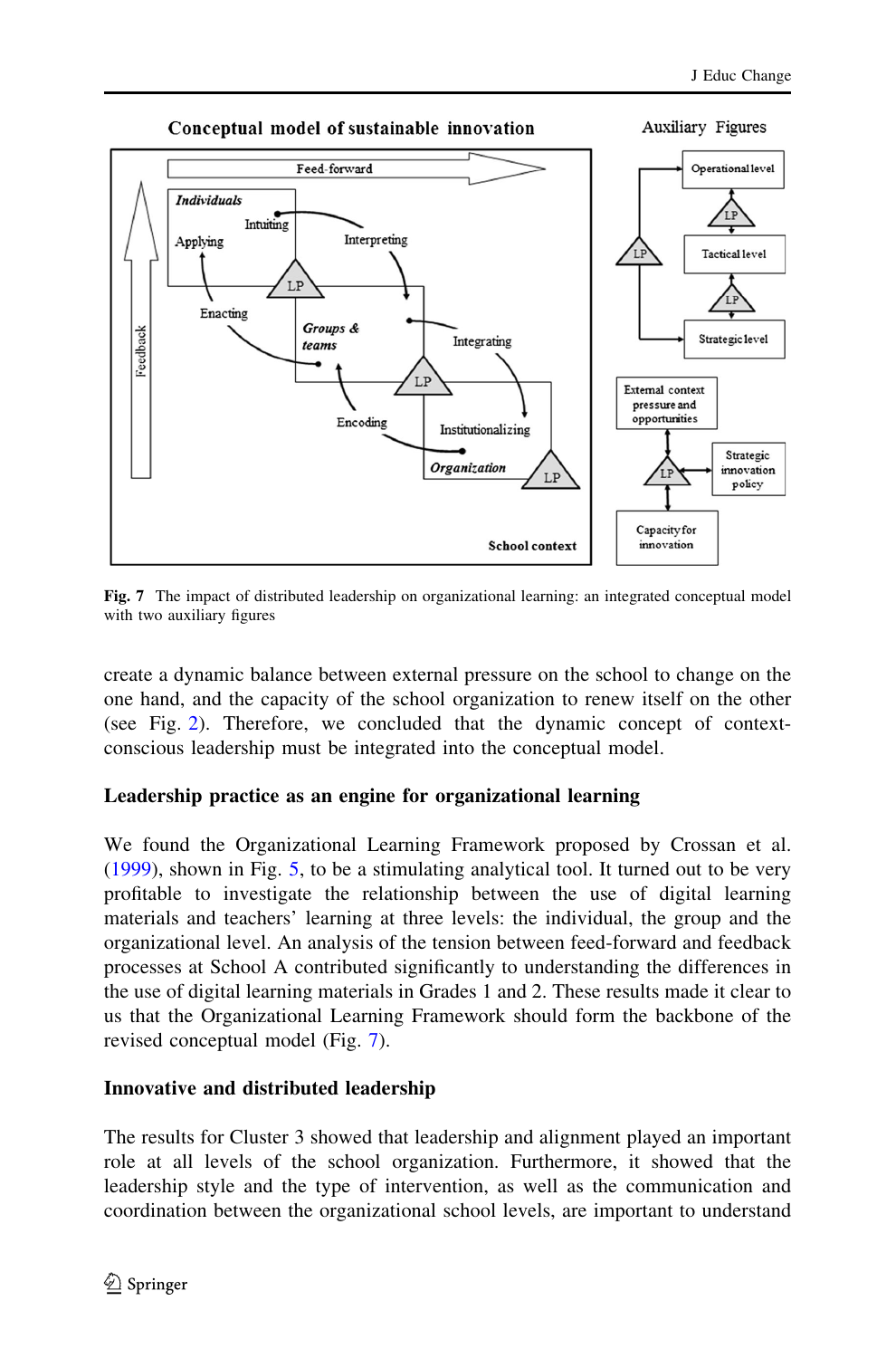Fig. 7 The impact of distributed leadership on organizational learning: an integrated conceptual model with two auxiliary figures

create a dynamic balance between external pressure on the school to change on the one hand, and the capacity of the school organization to renew itself on the other (see Fig. 2). Therefore, we concluded that the dynamic concept of context-conscious leadership must be integrated into the conceptual model.

### Leadership practice as an engine for organizational learning

We found the Organizational Learning Framework proposed by Crossan et al. (1999), shown in Fig. 5, to be a stimulating analytical tool. It turned out to be very profitable to investigate the relationship between the use of digital learning materials and teachers' learning at three levels: the individual, the group and the organizational level. An analysis of the tension between feed-forward and feedback processes at School A contributed significantly to understanding the differences in the use of digital learning materials in Grades 1 and 2. These results made it clear to us that the Organizational Learning Framework should form the backbone of the revised conceptual model (Fig. 7).

### Innovative and distributed leadership

The results for Cluster 3 showed that leadership and alignment played an important role at all levels of the school organization. Furthermore, it showed that the leadership style and the type of intervention, as well as the communication and coordination between the organizational school levels, are important to understand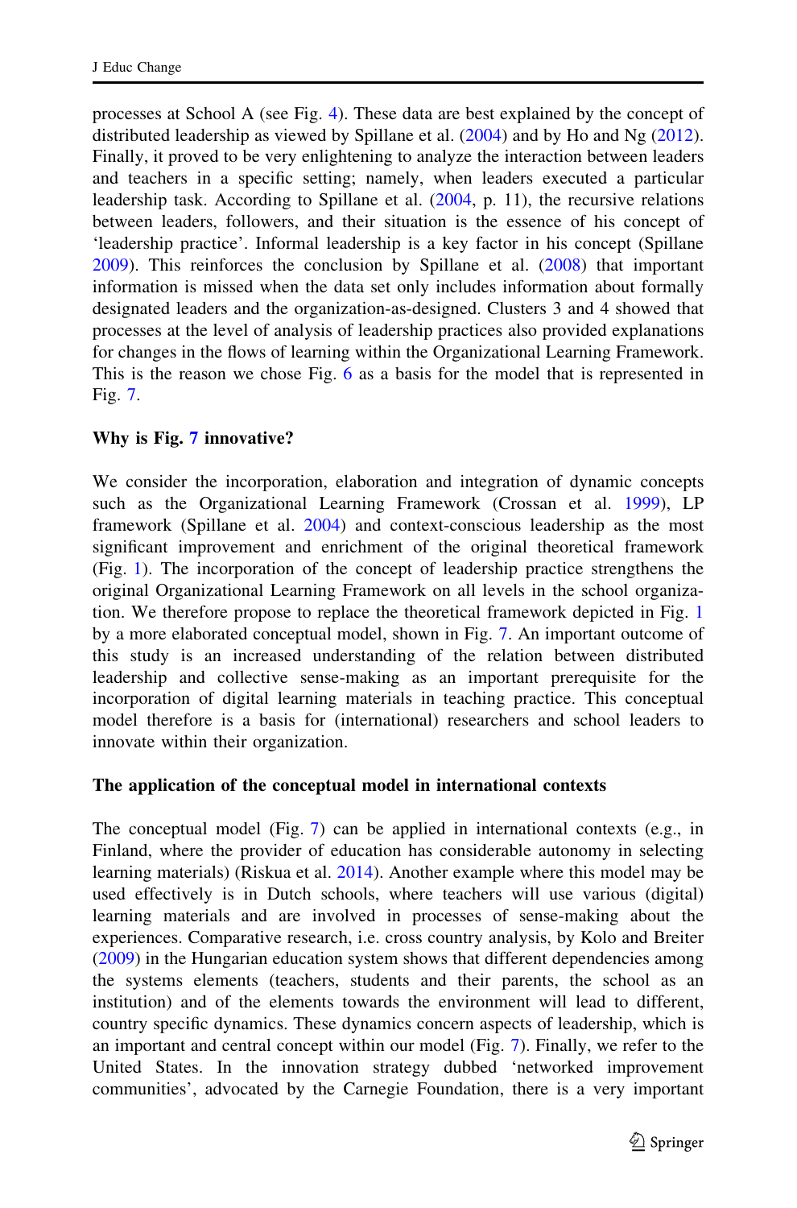processes at School A (see Fig. 4). These data are best explained by the concept of distributed leadership as viewed by Spillane et al. (2004) and by Ho and Ng (2012). Finally, it proved to be very enlightening to analyze the interaction between leaders and teachers in a specific setting; namely, when leaders executed a particular leadership task. According to Spillane et al. (2004, p. 11), the recursive relations between leaders, followers, and their situation is the essence of his concept of 'leadership practice'. Informal leadership is a key factor in his concept (Spillane 2009). This reinforces the conclusion by Spillane et al. (2008) that important information is missed when the data set only includes information about formally designated leaders and the organization-as-designed. Clusters 3 and 4 showed that processes at the level of analysis of leadership practices also provided explanations for changes in the flows of learning within the Organizational Learning Framework. This is the reason we chose Fig. 6 as a basis for the model that is represented in Fig. 7.

**Why is Fig. 7 innovative?**

We consider the incorporation, elaboration and integration of dynamic concepts such as the Organizational Learning Framework (Crossan et al. 1999), LP framework (Spillane et al. 2004) and context-conscious leadership as the most significant improvement and enrichment of the original theoretical framework (Fig. 1). The incorporation of the concept of leadership practice strengthens the original Organizational Learning Framework on all levels in the school organization. We therefore propose to replace the theoretical framework depicted in Fig. 1 by a more elaborated conceptual model, shown in Fig. 7. An important outcome of this study is an increased understanding of the relation between distributed leadership and collective sense-making as an important prerequisite for the incorporation of digital learning materials in teaching practice. This conceptual model therefore is a basis for (international) researchers and school leaders to innovate within their organization.

**The application of the conceptual model in international contexts**

The conceptual model (Fig. 7) can be applied in international contexts (e.g., in Finland, where the provider of education has considerable autonomy in selecting learning materials) (Riskua et al. 2014). Another example where this model may be used effectively is in Dutch schools, where teachers will use various (digital) learning materials and are involved in processes of sense-making about the experiences. Comparative research, i.e. cross country analysis, by Kolo and Breiter (2009) in the Hungarian education system shows that different dependencies among the systems elements (teachers, students and their parents, the school as an institution) and of the elements towards the environment will lead to different, country specific dynamics. These dynamics concern aspects of leadership, which is an important and central concept within our model (Fig. 7). Finally, we refer to the United States. In the innovation strategy dubbed 'networked improvement communities', advocated by the Carnegie Foundation, there is a very important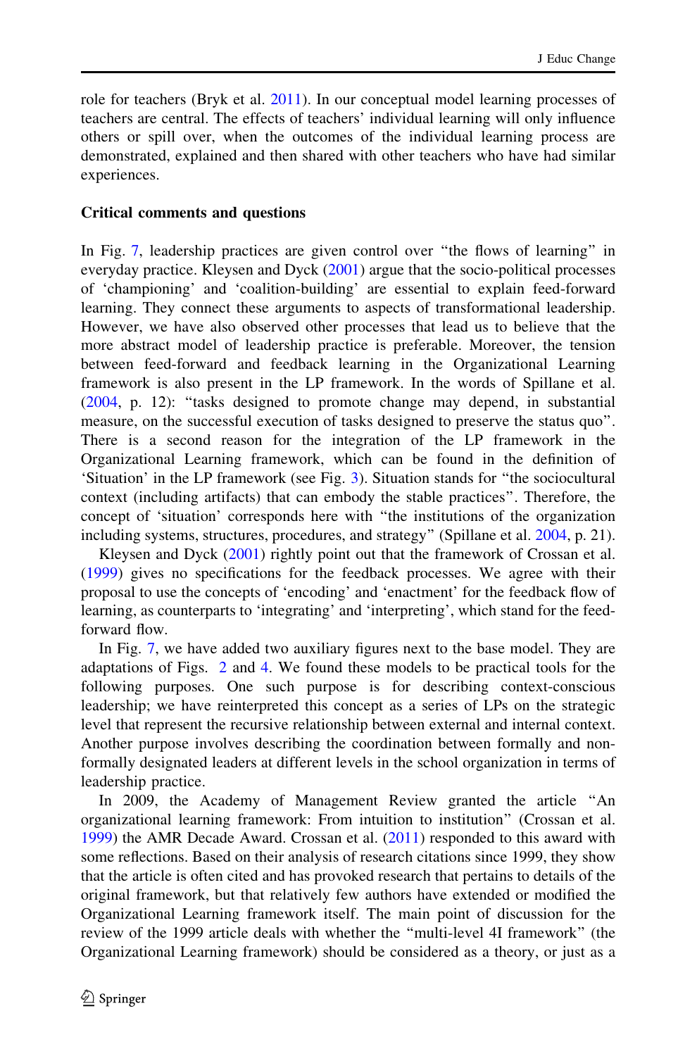role for teachers (Bryk et al. 2011). In our conceptual model learning processes of teachers are central. The effects of teachers' individual learning will only influence others or spill over, when the outcomes of the individual learning process are demonstrated, explained and then shared with other teachers who have had similar experiences.

**Critical comments and questions**

In Fig. 7, leadership practices are given control over "the flows of learning" in everyday practice. Kleysen and Dyck (2001) argue that the socio-political processes of 'championing' and 'coalition-building' are essential to explain feed-forward learning. They connect these arguments to aspects of transformational leadership. However, we have also observed other processes that lead us to believe that the more abstract model of leadership practice is preferable. Moreover, the tension between feed-forward and feedback learning in the Organizational Learning framework is also present in the LP framework. In the words of Spillane et al. (2004, p. 12): "tasks designed to promote change may depend, in substantial measure, on the successful execution of tasks designed to preserve the status quo". There is a second reason for the integration of the LP framework in the Organizational Learning framework, which can be found in the definition of 'Situation' in the LP framework (see Fig. 3). Situation stands for "the sociocultural context (including artifacts) that can embody the stable practices". Therefore, the concept of 'situation' corresponds here with "the institutions of the organization including systems, structures, procedures, and strategy" (Spillane et al. 2004, p. 21).

Kleysen and Dyck (2001) rightly point out that the framework of Crossan et al. (1999) gives no specifications for the feedback processes. We agree with their proposal to use the concepts of 'encoding' and 'enactment' for the feedback flow of learning, as counterparts to 'integrating' and 'interpreting', which stand for the feed-forward flow.

In Fig. 7, we have added two auxiliary figures next to the base model. They are adaptations of Figs. 2 and 4. We found these models to be practical tools for the following purposes. One such purpose is for describing context-conscious leadership; we have reinterpreted this concept as a series of LPs on the strategic level that represent the recursive relationship between external and internal context. Another purpose involves describing the coordination between formally and non-formally designated leaders at different levels in the school organization in terms of leadership practice.

In 2009, the Academy of Management Review granted the article "An organizational learning framework: From intuition to institution" (Crossan et al. 1999) the AMR Decade Award. Crossan et al. (2011) responded to this award with some reflections. Based on their analysis of research citations since 1999, they show that the article is often cited and has provoked research that pertains to details of the original framework, but that relatively few authors have extended or modified the Organizational Learning framework itself. The main point of discussion for the review of the 1999 article deals with whether the "multi-level 4I framework" (the Organizational Learning framework) should be considered as a theory, or just as a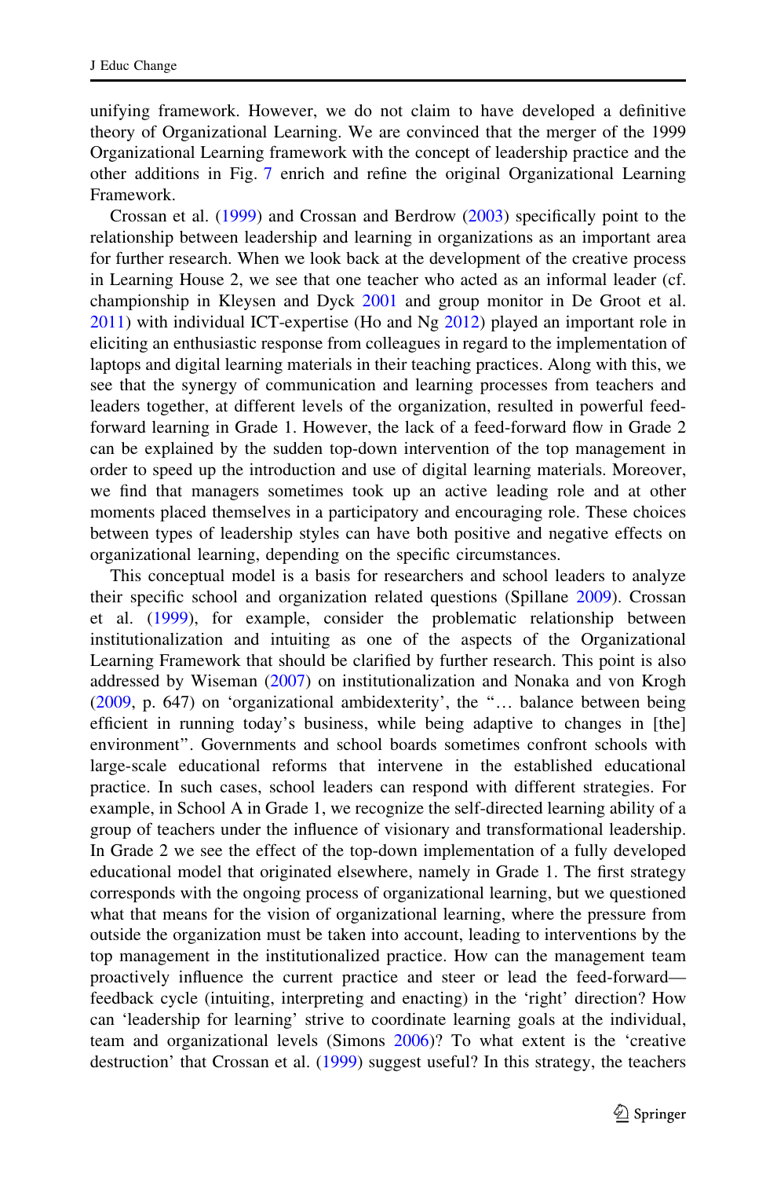unifying framework. However, we do not claim to have developed a definitive theory of Organizational Learning. We are convinced that the merger of the 1999 Organizational Learning framework with the concept of leadership practice and the other additions in Fig. 7 enrich and refine the original Organizational Learning Framework.

Crossan et al. (1999) and Crossan and Berdrow (2003) specifically point to the relationship between leadership and learning in organizations as an important area for further research. When we look back at the development of the creative process in Learning House 2, we see that one teacher who acted as an informal leader (cf. championship in Kleysen and Dyck 2001 and group monitor in De Groot et al. 2011) with individual ICT-expertise (Ho and Ng 2012) played an important role in eliciting an enthusiastic response from colleagues in regard to the implementation of laptops and digital learning materials in their teaching practices. Along with this, we see that the synergy of communication and learning processes from teachers and leaders together, at different levels of the organization, resulted in powerful feed-forward learning in Grade 1. However, the lack of a feed-forward flow in Grade 2 can be explained by the sudden top-down intervention of the top management in order to speed up the introduction and use of digital learning materials. Moreover, we find that managers sometimes took up an active leading role and at other moments placed themselves in a participatory and encouraging role. These choices between types of leadership styles can have both positive and negative effects on organizational learning, depending on the specific circumstances.

This conceptual model is a basis for researchers and school leaders to analyze their specific school and organization related questions (Spillane 2009). Crossan et al. (1999), for example, consider the problematic relationship between institutionalization and intuiting as one of the aspects of the Organizational Learning Framework that should be clarified by further research. This point is also addressed by Wiseman (2007) on institutionalization and Nonaka and von Krogh (2009, p. 647) on 'organizational ambidexterity', the "… balance between being efficient in running today's business, while being adaptive to changes in [the] environment". Governments and school boards sometimes confront schools with large-scale educational reforms that intervene in the established educational practice. In such cases, school leaders can respond with different strategies. For example, in School A in Grade 1, we recognize the self-directed learning ability of a group of teachers under the influence of visionary and transformational leadership. In Grade 2 we see the effect of the top-down implementation of a fully developed educational model that originated elsewhere, namely in Grade 1. The first strategy corresponds with the ongoing process of organizational learning, but we questioned what that means for the vision of organizational learning, where the pressure from outside the organization must be taken into account, leading to interventions by the top management in the institutionalized practice. How can the management team proactively influence the current practice and steer or lead the feed-forward—feedback cycle (intuiting, interpreting and enacting) in the 'right' direction? How can 'leadership for learning' strive to coordinate learning goals at the individual, team and organizational levels (Simons 2006)? To what extent is the 'creative destruction' that Crossan et al. (1999) suggest useful? In this strategy, the teachers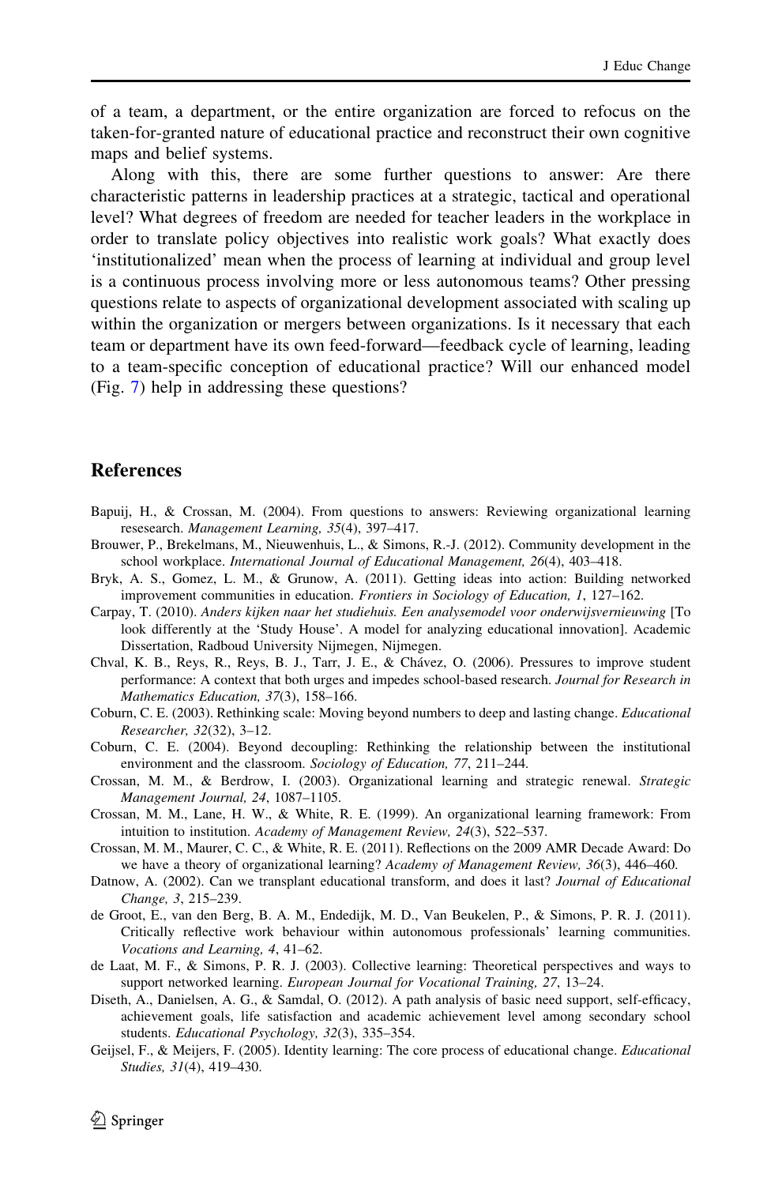of a team, a department, or the entire organization are forced to refocus on the taken-for-granted nature of educational practice and reconstruct their own cognitive maps and belief systems.

Along with this, there are some further questions to answer: Are there characteristic patterns in leadership practices at a strategic, tactical and operational level? What degrees of freedom are needed for teacher leaders in the workplace in order to translate policy objectives into realistic work goals? What exactly does 'institutionalized' mean when the process of learning at individual and group level is a continuous process involving more or less autonomous teams? Other pressing questions relate to aspects of organizational development associated with scaling up within the organization or mergers between organizations. Is it necessary that each team or department have its own feed-forward—feedback cycle of learning, leading to a team-specific conception of educational practice? Will our enhanced model (Fig. 7) help in addressing these questions?

## References

Bapuij, H., & Crossan, M. (2004). From questions to answers: Reviewing organizational learning resesearch. *Management Learning, 35*(4), 397–417.

Brouwer, P., Brekelmans, M., Nieuwenhuis, L., & Simons, R.-J. (2012). Community development in the school workplace. *International Journal of Educational Management, 26*(4), 403–418.

Bryk, A. S., Gomez, L. M., & Grunow, A. (2011). Getting ideas into action: Building networked improvement communities in education. *Frontiers in Sociology of Education, 1*, 127–162.

Carpay, T. (2010). *Anders kijken naar het studiehuis. Een analysemodel voor onderwijsvernieuwing* [To look differently at the 'Study House'. A model for analyzing educational innovation]. Academic Dissertation, Radboud University Nijmegen, Nijmegen.

Chval, K. B., Reys, R., Reys, B. J., Tarr, J. E., & Chávez, O. (2006). Pressures to improve student performance: A context that both urges and impedes school-based research. *Journal for Research in Mathematics Education, 37*(3), 158–166.

Coburn, C. E. (2003). Rethinking scale: Moving beyond numbers to deep and lasting change. *Educational Researcher, 32*(32), 3–12.

Coburn, C. E. (2004). Beyond decoupling: Rethinking the relationship between the institutional environment and the classroom. *Sociology of Education, 77*, 211–244.

Crossan, M. M., & Berdrow, I. (2003). Organizational learning and strategic renewal. *Strategic Management Journal, 24*, 1087–1105.

Crossan, M. M., Lane, H. W., & White, R. E. (1999). An organizational learning framework: From intuition to institution. *Academy of Management Review, 24*(3), 522–537.

Crossan, M. M., Maurer, C. C., & White, R. E. (2011). Reflections on the 2009 AMR Decade Award: Do we have a theory of organizational learning? *Academy of Management Review, 36*(3), 446–460.

Datnow, A. (2002). Can we transplant educational transform, and does it last? *Journal of Educational Change, 3*, 215–239.

de Groot, E., van den Berg, B. A. M., Endedijk, M. D., Van Beukelen, P., & Simons, P. R. J. (2011). Critically reflective work behaviour within autonomous professionals' learning communities. *Vocations and Learning, 4*, 41–62.

de Laat, M. F., & Simons, P. R. J. (2003). Collective learning: Theoretical perspectives and ways to support networked learning. *European Journal for Vocational Training, 27*, 13–24.

Diseth, A., Danielsen, A. G., & Samdal, O. (2012). A path analysis of basic need support, self-efficacy, achievement goals, life satisfaction and academic achievement level among secondary school students. *Educational Psychology, 32*(3), 335–354.

Geijsel, F., & Meijers, F. (2005). Identity learning: The core process of educational change. *Educational Studies, 31*(4), 419–430.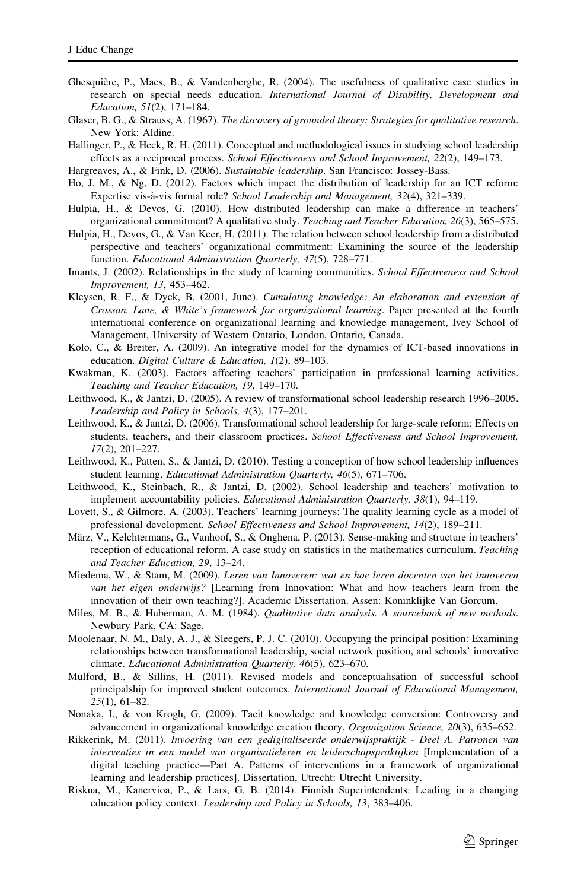Ghesquière, P., Maes, B., & Vandenberghe, R. (2004). The usefulness of qualitative case studies in research on special needs education. *International Journal of Disability, Development and Education, 51*(2), 171–184.

Glaser, B. G., & Strauss, A. (1967). *The discovery of grounded theory: Strategies for qualitative research*. New York: Aldine.

Hallinger, P., & Heck, R. H. (2011). Conceptual and methodological issues in studying school leadership effects as a reciprocal process. *School Effectiveness and School Improvement, 22*(2), 149–173.

Hargreaves, A., & Fink, D. (2006). *Sustainable leadership*. San Francisco: Jossey-Bass.

Ho, J. M., & Ng, D. (2012). Factors which impact the distribution of leadership for an ICT reform: Expertise vis-à-vis formal role? *School Leadership and Management, 32*(4), 321–339.

Hulpia, H., & Devos, G. (2010). How distributed leadership can make a difference in teachers' organizational commitment? A qualitative study. *Teaching and Teacher Education, 26*(3), 565–575.

Hulpia, H., Devos, G., & Van Keer, H. (2011). The relation between school leadership from a distributed perspective and teachers' organizational commitment: Examining the source of the leadership function. *Educational Administration Quarterly, 47*(5), 728–771.

Imants, J. (2002). Relationships in the study of learning communities. *School Effectiveness and School Improvement, 13*, 453–462.

Kleysen, R. F., & Dyck, B. (2001, June). *Cumulating knowledge: An elaboration and extension of Crossan, Lane, & White's framework for organizational learning*. Paper presented at the fourth international conference on organizational learning and knowledge management, Ivey School of Management, University of Western Ontario, London, Ontario, Canada.

Kolo, C., & Breiter, A. (2009). An integrative model for the dynamics of ICT-based innovations in education. *Digital Culture & Education, 1*(2), 89–103.

Kwakman, K. (2003). Factors affecting teachers' participation in professional learning activities. *Teaching and Teacher Education, 19*, 149–170.

Leithwood, K., & Jantzi, D. (2005). A review of transformational school leadership research 1996–2005. *Leadership and Policy in Schools, 4*(3), 177–201.

Leithwood, K., & Jantzi, D. (2006). Transformational school leadership for large-scale reform: Effects on students, teachers, and their classroom practices. *School Effectiveness and School Improvement, 17*(2), 201–227.

Leithwood, K., Patten, S., & Jantzi, D. (2010). Testing a conception of how school leadership influences student learning. *Educational Administration Quarterly, 46*(5), 671–706.

Leithwood, K., Steinbach, R., & Jantzi, D. (2002). School leadership and teachers' motivation to implement accountability policies. *Educational Administration Quarterly, 38*(1), 94–119.

Lovett, S., & Gilmore, A. (2003). Teachers' learning journeys: The quality learning cycle as a model of professional development. *School Effectiveness and School Improvement, 14*(2), 189–211.

März, V., Kelchtermans, G., Vanhoof, S., & Onghena, P. (2013). Sense-making and structure in teachers' reception of educational reform. A case study on statistics in the mathematics curriculum. *Teaching and Teacher Education, 29*, 13–24.

Miedema, W., & Stam, M. (2009). *Leren van Innoveren: wat en hoe leren docenten van het innoveren van het eigen onderwijs?* [Learning from Innovation: What and how teachers learn from the innovation of their own teaching?]. Academic Dissertation. Assen: Koninklijke Van Gorcum.

Miles, M. B., & Huberman, A. M. (1984). *Qualitative data analysis. A sourcebook of new methods*. Newbury Park, CA: Sage.

Moolenaar, N. M., Daly, A. J., & Sleegers, P. J. C. (2010). Occupying the principal position: Examining relationships between transformational leadership, social network position, and schools' innovative climate. *Educational Administration Quarterly, 46*(5), 623–670.

Mulford, B., & Sillins, H. (2011). Revised models and conceptualisation of successful school principalship for improved student outcomes. *International Journal of Educational Management, 25*(1), 61–82.

Nonaka, I., & von Krogh, G. (2009). Tacit knowledge and knowledge conversion: Controversy and advancement in organizational knowledge creation theory. *Organization Science, 20*(3), 635–652.

Rikkerink, M. (2011). *Invoering van een gedigitaliseerde onderwijspraktijk - Deel A. Patronen van interventies in een model van organisatieleren en leiderschapspraktijken* [Implementation of a digital teaching practice—Part A. Patterns of interventions in a framework of organizational learning and leadership practices]. Dissertation, Utrecht: Utrecht University.

Riskua, M., Kanervioa, P., & Lars, G. B. (2014). Finnish Superintendents: Leading in a changing education policy context. *Leadership and Policy in Schools, 13*, 383–406.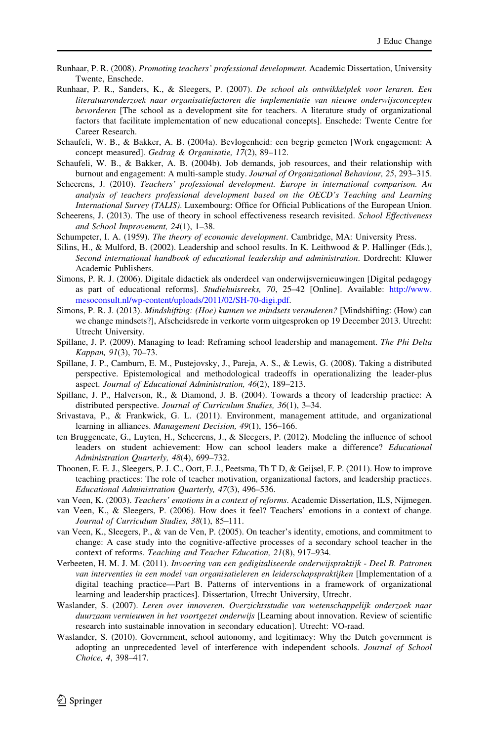Runhaar, P. R. (2008). *Promoting teachers' professional development*. Academic Dissertation, University Twente, Enschede.

Runhaar, P. R., Sanders, K., & Sleegers, P. (2007). *De school als ontwikkelplek voor leraren. Een literatuuronderzoek naar organisatiefactoren die implementatie van nieuwe onderwijsconcepten bevorderen* [The school as a development site for teachers. A literature study of organizational factors that facilitate implementation of new educational concepts]. Enschede: Twente Centre for Career Research.

Schaufeli, W. B., & Bakker, A. B. (2004a). Bevlogenheid: een begrip gemeten [Work engagement: A concept measured]. *Gedrag & Organisatie, 17*(2), 89–112.

Schaufeli, W. B., & Bakker, A. B. (2004b). Job demands, job resources, and their relationship with burnout and engagement: A multi-sample study. *Journal of Organizational Behaviour, 25*, 293–315.

Scheerens, J. (2010). *Teachers' professional development. Europe in international comparison. An analysis of teachers professional development based on the OECD's Teaching and Learning International Survey (TALIS)*. Luxembourg: Office for Official Publications of the European Union.

Scheerens, J. (2013). The use of theory in school effectiveness research revisited. *School Effectiveness and School Improvement, 24*(1), 1–38.

Schumpeter, I. A. (1959). *The theory of economic development*. Cambridge, MA: University Press.

Silins, H., & Mulford, B. (2002). Leadership and school results. In K. Leithwood & P. Hallinger (Eds.), *Second international handbook of educational leadership and administration*. Dordrecht: Kluwer Academic Publishers.

Simons, P. R. J. (2006). Digitale didactiek als onderdeel van onderwijsvernieuwingen [Digital pedagogy as part of educational reforms]. *Studiehuisreeks, 70*, 25–42 [Online]. Available: http://www.mesoconsult.nl/wp-content/uploads/2011/02/SH-70-digi.pdf.

Simons, P. R. J. (2013). *Mindshifting: (Hoe) kunnen we mindsets veranderen?* [Mindshifting: (How) can we change mindsets?], Afscheidsrede in verkorte vorm uitgesproken op 19 December 2013. Utrecht: Utrecht University.

Spillane, J. P. (2009). Managing to lead: Reframing school leadership and management. *The Phi Delta Kappan, 91*(3), 70–73.

Spillane, J. P., Camburn, E. M., Pustejovsky, J., Pareja, A. S., & Lewis, G. (2008). Taking a distributed perspective. Epistemological and methodological tradeoffs in operationalizing the leader-plus aspect. *Journal of Educational Administration, 46*(2), 189–213.

Spillane, J. P., Halverson, R., & Diamond, J. B. (2004). Towards a theory of leadership practice: A distributed perspective. *Journal of Curriculum Studies, 36*(1), 3–34.

Srivastava, P., & Frankwick, G. L. (2011). Environment, management attitude, and organizational learning in alliances. *Management Decision, 49*(1), 156–166.

ten Bruggencate, G., Luyten, H., Scheerens, J., & Sleegers, P. (2012). Modeling the influence of school leaders on student achievement: How can school leaders make a difference? *Educational Administration Quarterly, 48*(4), 699–732.

Thoonen, E. E. J., Sleegers, P. J. C., Oort, F. J., Peetsma, Th T D, & Geijsel, F. P. (2011). How to improve teaching practices: The role of teacher motivation, organizational factors, and leadership practices. *Educational Administration Quarterly, 47*(3), 496–536.

van Veen, K. (2003). *Teachers' emotions in a context of reforms*. Academic Dissertation, ILS, Nijmegen.

van Veen, K., & Sleegers, P. (2006). How does it feel? Teachers' emotions in a context of change. *Journal of Curriculum Studies, 38*(1), 85–111.

van Veen, K., Sleegers, P., & van de Ven, P. (2005). On teacher's identity, emotions, and commitment to change: A case study into the cognitive-affective processes of a secondary school teacher in the context of reforms. *Teaching and Teacher Education, 21*(8), 917–934.

Verbeeten, H. M. J. M. (2011). *Invoering van een gedigitaliseerde onderwijspraktijk - Deel B. Patronen van interventies in een model van organisatieleren en leiderschapspraktijken* [Implementation of a digital teaching practice—Part B. Patterns of interventions in a framework of organizational learning and leadership practices]. Dissertation, Utrecht University, Utrecht.

Waslander, S. (2007). *Leren over innoveren. Overzichtsstudie van wetenschappelijk onderzoek naar duurzaam vernieuwen in het voortgezet onderwijs* [Learning about innovation. Review of scientific research into sustainable innovation in secondary education]. Utrecht: VO-raad.

Waslander, S. (2010). Government, school autonomy, and legitimacy: Why the Dutch government is adopting an unprecedented level of interference with independent schools. *Journal of School Choice, 4*, 398–417.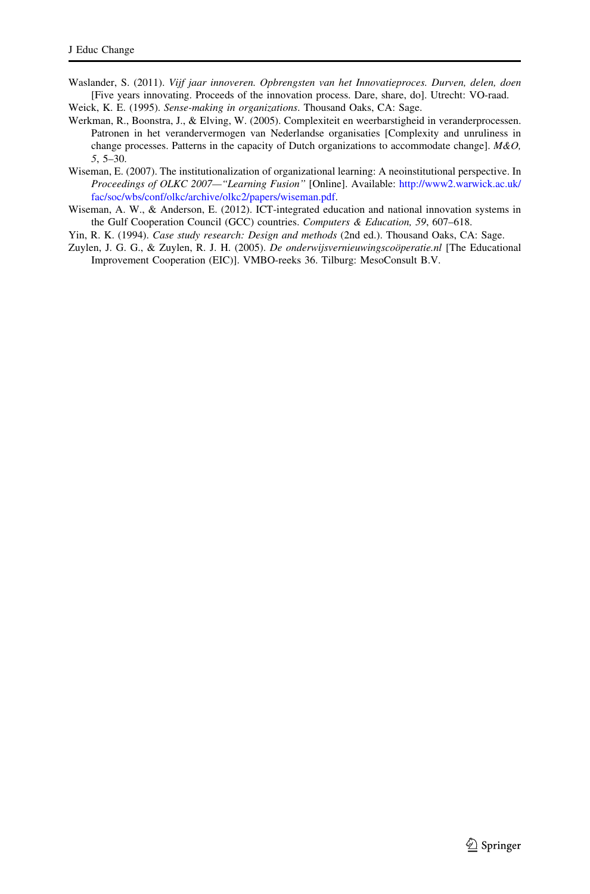Waslander, S. (2011). *Vijf jaar innoveren. Opbrengsten van het Innovatieproces. Durven, delen, doen* [Five years innovating. Proceeds of the innovation process. Dare, share, do]. Utrecht: VO-raad.

Weick, K. E. (1995). *Sense-making in organizations*. Thousand Oaks, CA: Sage.

Werkman, R., Boonstra, J., & Elving, W. (2005). Complexiteit en weerbarstigheid in veranderprocessen. Patronen in het verandervermogen van Nederlandse organisaties [Complexity and unruliness in change processes. Patterns in the capacity of Dutch organizations to accommodate change]. *M&O, 5*, 5–30.

Wiseman, E. (2007). The institutionalization of organizational learning: A neoinstitutional perspective. In *Proceedings of OLKC 2007—"Learning Fusion"* [Online]. Available: http://www2.warwick.ac.uk/fac/soc/wbs/conf/olkc/archive/olkc2/papers/wiseman.pdf.

Wiseman, A. W., & Anderson, E. (2012). ICT-integrated education and national innovation systems in the Gulf Cooperation Council (GCC) countries. *Computers & Education, 59*, 607–618.

Yin, R. K. (1994). *Case study research: Design and methods* (2nd ed.). Thousand Oaks, CA: Sage.

Zuylen, J. G. G., & Zuylen, R. J. H. (2005). *De onderwijsvernieuwingscoöperatie.nl* [The Educational Improvement Cooperation (EIC)]. VMBO-reeks 36. Tilburg: MesoConsult B.V.